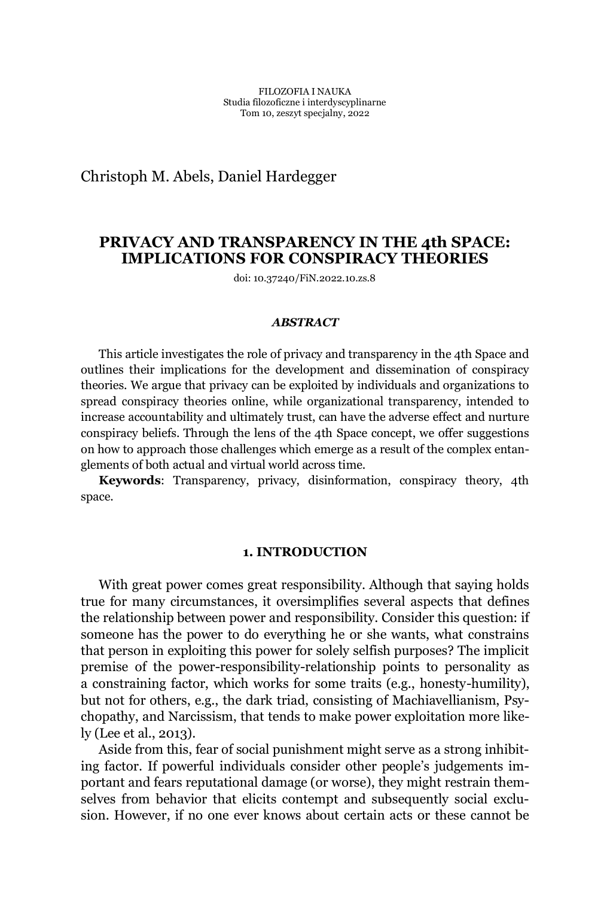FILOZOFIA I NAUKA
Studia filozoficzne i interdyscyplinarne
Tom 10, zeszyt specjalny, 2022

Christoph M. Abels, Daniel Hardegger

# PRIVACY AND TRANSPARENCY IN THE 4th SPACE: IMPLICATIONS FOR CONSPIRACY THEORIES

doi: 10.37240/FiN.2022.10.zs.8

### *ABSTRACT*

This article investigates the role of privacy and transparency in the 4th Space and outlines their implications for the development and dissemination of conspiracy theories. We argue that privacy can be exploited by individuals and organizations to spread conspiracy theories online, while organizational transparency, intended to increase accountability and ultimately trust, can have the adverse effect and nurture conspiracy beliefs. Through the lens of the 4th Space concept, we offer suggestions on how to approach those challenges which emerge as a result of the complex entanglements of both actual and virtual world across time.

**Keywords**: Transparency, privacy, disinformation, conspiracy theory, 4th space.

## 1. INTRODUCTION

With great power comes great responsibility. Although that saying holds true for many circumstances, it oversimplifies several aspects that defines the relationship between power and responsibility. Consider this question: if someone has the power to do everything he or she wants, what constrains that person in exploiting this power for solely selfish purposes? The implicit premise of the power-responsibility-relationship points to personality as a constraining factor, which works for some traits (e.g., honesty-humility), but not for others, e.g., the dark triad, consisting of Machiavellianism, Psychopathy, and Narcissism, that tends to make power exploitation more likely (Lee et al., 2013).

Aside from this, fear of social punishment might serve as a strong inhibiting factor. If powerful individuals consider other people's judgements important and fears reputational damage (or worse), they might restrain themselves from behavior that elicits contempt and subsequently social exclusion. However, if no one ever knows about certain acts or these cannot be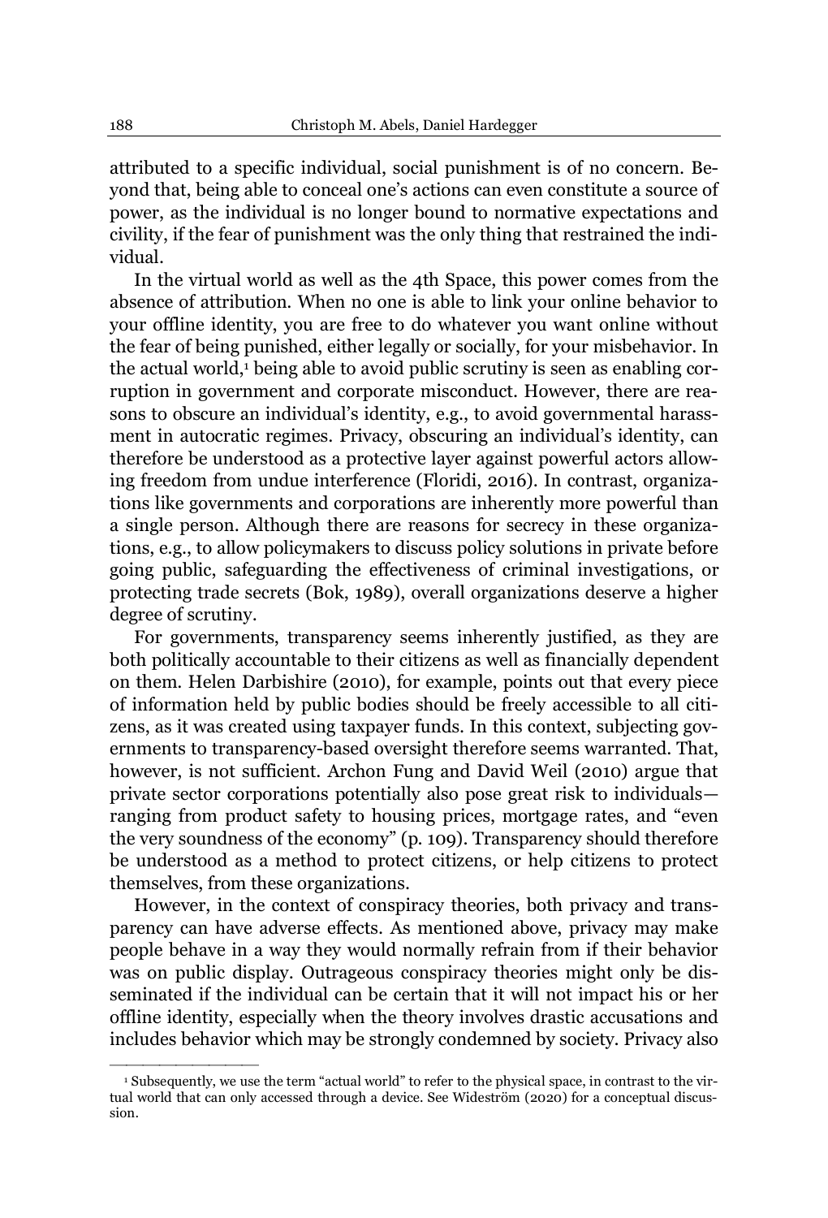attributed to a specific individual, social punishment is of no concern. Beyond that, being able to conceal one's actions can even constitute a source of power, as the individual is no longer bound to normative expectations and civility, if the fear of punishment was the only thing that restrained the individual.

In the virtual world as well as the 4th Space, this power comes from the absence of attribution. When no one is able to link your online behavior to your offline identity, you are free to do whatever you want online without the fear of being punished, either legally or socially, for your misbehavior. In the actual world,[1] being able to avoid public scrutiny is seen as enabling corruption in government and corporate misconduct. However, there are reasons to obscure an individual's identity, e.g., to avoid governmental harassment in autocratic regimes. Privacy, obscuring an individual's identity, can therefore be understood as a protective layer against powerful actors allowing freedom from undue interference (Floridi, 2016). In contrast, organizations like governments and corporations are inherently more powerful than a single person. Although there are reasons for secrecy in these organizations, e.g., to allow policymakers to discuss policy solutions in private before going public, safeguarding the effectiveness of criminal investigations, or protecting trade secrets (Bok, 1989), overall organizations deserve a higher degree of scrutiny.

For governments, transparency seems inherently justified, as they are both politically accountable to their citizens as well as financially dependent on them. Helen Darbishire (2010), for example, points out that every piece of information held by public bodies should be freely accessible to all citizens, as it was created using taxpayer funds. In this context, subjecting governments to transparency-based oversight therefore seems warranted. That, however, is not sufficient. Archon Fung and David Weil (2010) argue that private sector corporations potentially also pose great risk to individuals—ranging from product safety to housing prices, mortgage rates, and "even the very soundness of the economy" (p. 109). Transparency should therefore be understood as a method to protect citizens, or help citizens to protect themselves, from these organizations.

However, in the context of conspiracy theories, both privacy and transparency can have adverse effects. As mentioned above, privacy may make people behave in a way they would normally refrain from if their behavior was on public display. Outrageous conspiracy theories might only be disseminated if the individual can be certain that it will not impact his or her offline identity, especially when the theory involves drastic accusations and includes behavior which may be strongly condemned by society. Privacy also

---

[1] Subsequently, we use the term "actual world" to refer to the physical space, in contrast to the virtual world that can only accessed through a device. See Wideström (2020) for a conceptual discussion.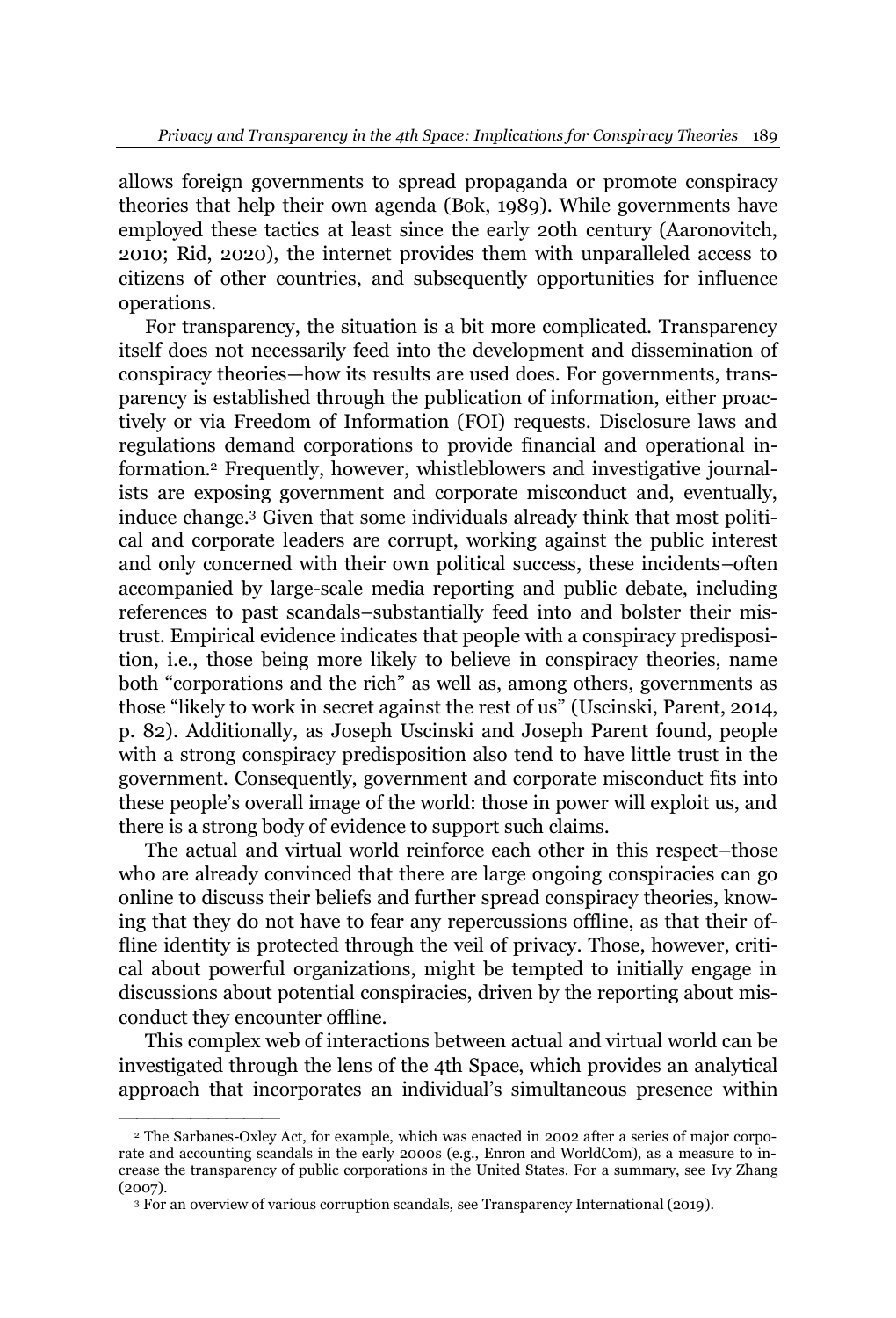allows foreign governments to spread propaganda or promote conspiracy theories that help their own agenda (Bok, 1989). While governments have employed these tactics at least since the early 20th century (Aaronovitch, 2010; Rid, 2020), the internet provides them with unparalleled access to citizens of other countries, and subsequently opportunities for influence operations.

For transparency, the situation is a bit more complicated. Transparency itself does not necessarily feed into the development and dissemination of conspiracy theories—how its results are used does. For governments, transparency is established through the publication of information, either proactively or via Freedom of Information (FOI) requests. Disclosure laws and regulations demand corporations to provide financial and operational information.[2] Frequently, however, whistleblowers and investigative journalists are exposing government and corporate misconduct and, eventually, induce change.[3] Given that some individuals already think that most political and corporate leaders are corrupt, working against the public interest and only concerned with their own political success, these incidents–often accompanied by large-scale media reporting and public debate, including references to past scandals–substantially feed into and bolster their mistrust. Empirical evidence indicates that people with a conspiracy predisposition, i.e., those being more likely to believe in conspiracy theories, name both "corporations and the rich" as well as, among others, governments as those "likely to work in secret against the rest of us" (Uscinski, Parent, 2014, p. 82). Additionally, as Joseph Uscinski and Joseph Parent found, people with a strong conspiracy predisposition also tend to have little trust in the government. Consequently, government and corporate misconduct fits into these people's overall image of the world: those in power will exploit us, and there is a strong body of evidence to support such claims.

The actual and virtual world reinforce each other in this respect–those who are already convinced that there are large ongoing conspiracies can go online to discuss their beliefs and further spread conspiracy theories, knowing that they do not have to fear any repercussions offline, as that their offline identity is protected through the veil of privacy. Those, however, critical about powerful organizations, might be tempted to initially engage in discussions about potential conspiracies, driven by the reporting about misconduct they encounter offline.

This complex web of interactions between actual and virtual world can be investigated through the lens of the 4th Space, which provides an analytical approach that incorporates an individual's simultaneous presence within

---

[2] The Sarbanes-Oxley Act, for example, which was enacted in 2002 after a series of major corporate and accounting scandals in the early 2000s (e.g., Enron and WorldCom), as a measure to increase the transparency of public corporations in the United States. For a summary, see Ivy Zhang (2007).

[3] For an overview of various corruption scandals, see Transparency International (2019).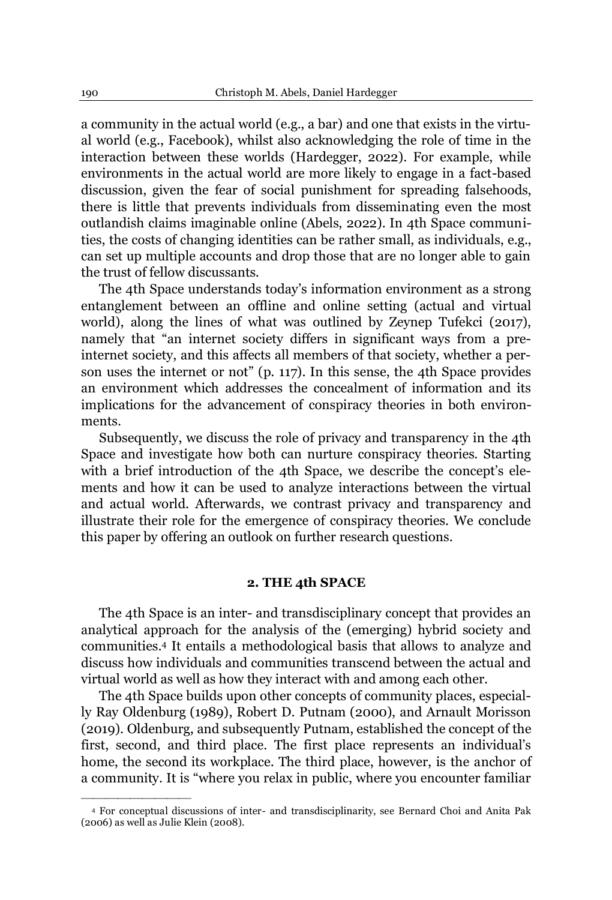a community in the actual world (e.g., a bar) and one that exists in the virtual world (e.g., Facebook), whilst also acknowledging the role of time in the interaction between these worlds (Hardegger, 2022). For example, while environments in the actual world are more likely to engage in a fact-based discussion, given the fear of social punishment for spreading falsehoods, there is little that prevents individuals from disseminating even the most outlandish claims imaginable online (Abels, 2022). In 4th Space communities, the costs of changing identities can be rather small, as individuals, e.g., can set up multiple accounts and drop those that are no longer able to gain the trust of fellow discussants.

The 4th Space understands today's information environment as a strong entanglement between an offline and online setting (actual and virtual world), along the lines of what was outlined by Zeynep Tufekci (2017), namely that "an internet society differs in significant ways from a pre-internet society, and this affects all members of that society, whether a person uses the internet or not" (p. 117). In this sense, the 4th Space provides an environment which addresses the concealment of information and its implications for the advancement of conspiracy theories in both environments.

Subsequently, we discuss the role of privacy and transparency in the 4th Space and investigate how both can nurture conspiracy theories. Starting with a brief introduction of the 4th Space, we describe the concept's elements and how it can be used to analyze interactions between the virtual and actual world. Afterwards, we contrast privacy and transparency and illustrate their role for the emergence of conspiracy theories. We conclude this paper by offering an outlook on further research questions.

## 2. THE 4th SPACE

The 4th Space is an inter- and transdisciplinary concept that provides an analytical approach for the analysis of the (emerging) hybrid society and communities.[4] It entails a methodological basis that allows to analyze and discuss how individuals and communities transcend between the actual and virtual world as well as how they interact with and among each other.

The 4th Space builds upon other concepts of community places, especially Ray Oldenburg (1989), Robert D. Putnam (2000), and Arnault Morisson (2019). Oldenburg, and subsequently Putnam, established the concept of the first, second, and third place. The first place represents an individual's home, the second its workplace. The third place, however, is the anchor of a community. It is "where you relax in public, where you encounter familiar

[4] For conceptual discussions of inter- and transdisciplinarity, see Bernard Choi and Anita Pak (2006) as well as Julie Klein (2008).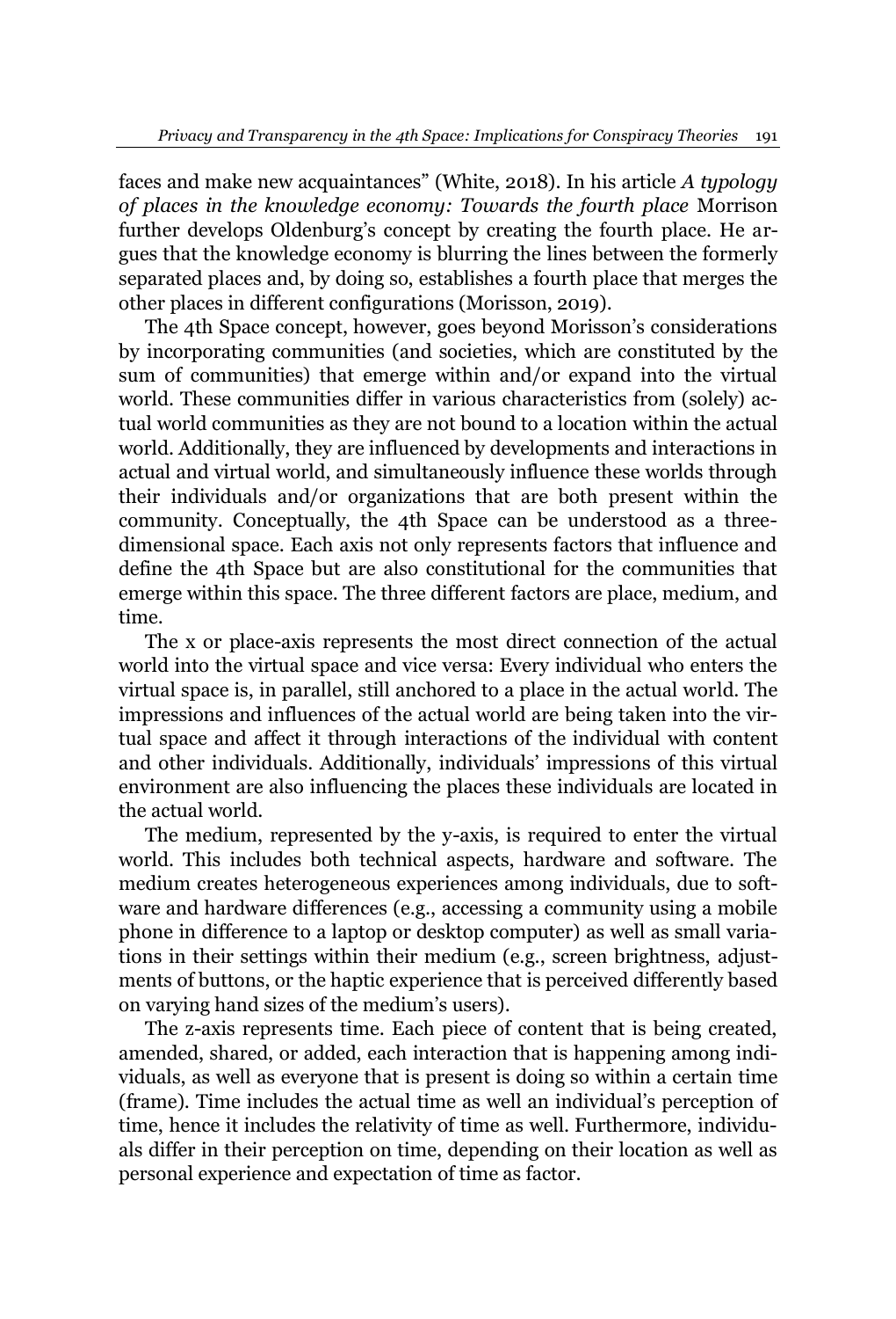faces and make new acquaintances" (White, 2018). In his article *A typology of places in the knowledge economy: Towards the fourth place* Morrison further develops Oldenburg's concept by creating the fourth place. He argues that the knowledge economy is blurring the lines between the formerly separated places and, by doing so, establishes a fourth place that merges the other places in different configurations (Morisson, 2019).

The 4th Space concept, however, goes beyond Morisson's considerations by incorporating communities (and societies, which are constituted by the sum of communities) that emerge within and/or expand into the virtual world. These communities differ in various characteristics from (solely) actual world communities as they are not bound to a location within the actual world. Additionally, they are influenced by developments and interactions in actual and virtual world, and simultaneously influence these worlds through their individuals and/or organizations that are both present within the community. Conceptually, the 4th Space can be understood as a three-dimensional space. Each axis not only represents factors that influence and define the 4th Space but are also constitutional for the communities that emerge within this space. The three different factors are place, medium, and time.

The x or place-axis represents the most direct connection of the actual world into the virtual space and vice versa: Every individual who enters the virtual space is, in parallel, still anchored to a place in the actual world. The impressions and influences of the actual world are being taken into the virtual space and affect it through interactions of the individual with content and other individuals. Additionally, individuals' impressions of this virtual environment are also influencing the places these individuals are located in the actual world.

The medium, represented by the y-axis, is required to enter the virtual world. This includes both technical aspects, hardware and software. The medium creates heterogeneous experiences among individuals, due to software and hardware differences (e.g., accessing a community using a mobile phone in difference to a laptop or desktop computer) as well as small variations in their settings within their medium (e.g., screen brightness, adjustments of buttons, or the haptic experience that is perceived differently based on varying hand sizes of the medium's users).

The z-axis represents time. Each piece of content that is being created, amended, shared, or added, each interaction that is happening among individuals, as well as everyone that is present is doing so within a certain time (frame). Time includes the actual time as well an individual's perception of time, hence it includes the relativity of time as well. Furthermore, individuals differ in their perception on time, depending on their location as well as personal experience and expectation of time as factor.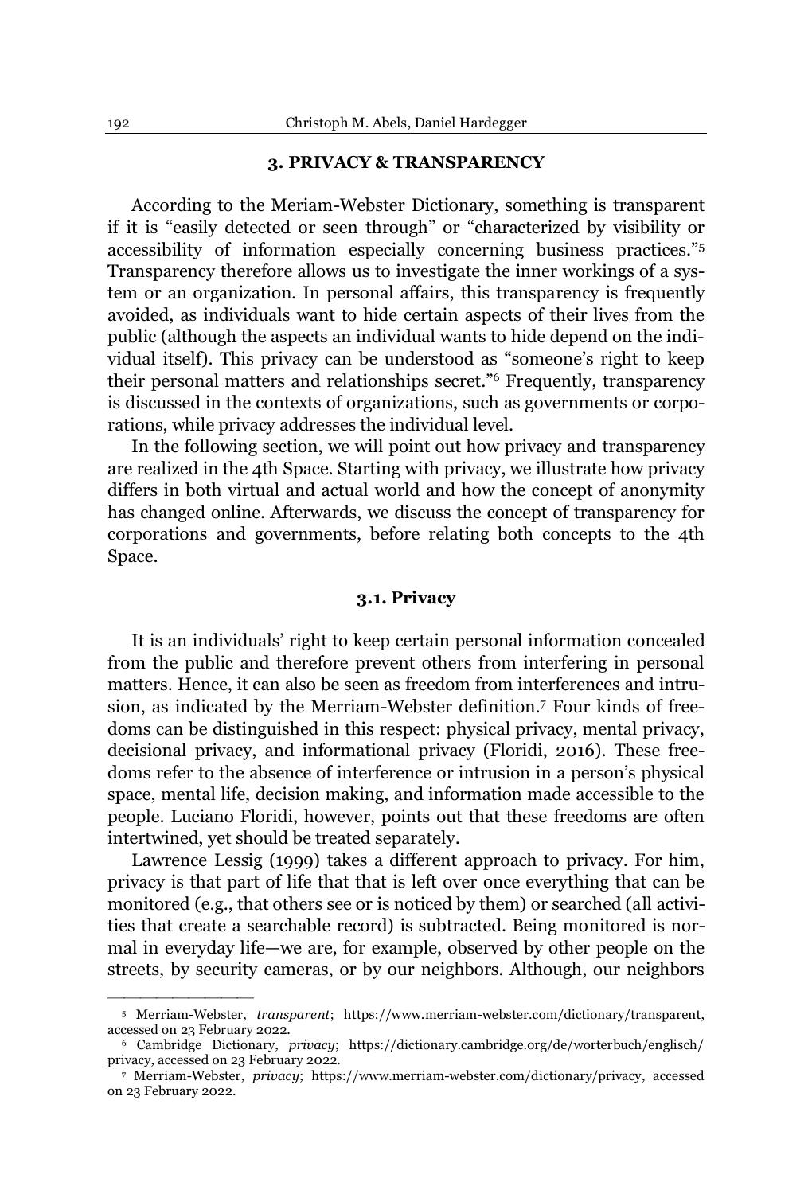## 3. PRIVACY & TRANSPARENCY

According to the Meriam-Webster Dictionary, something is transparent if it is "easily detected or seen through" or "characterized by visibility or accessibility of information especially concerning business practices."[5] Transparency therefore allows us to investigate the inner workings of a system or an organization. In personal affairs, this transparency is frequently avoided, as individuals want to hide certain aspects of their lives from the public (although the aspects an individual wants to hide depend on the individual itself). This privacy can be understood as "someone's right to keep their personal matters and relationships secret."[6] Frequently, transparency is discussed in the contexts of organizations, such as governments or corporations, while privacy addresses the individual level.

In the following section, we will point out how privacy and transparency are realized in the 4th Space. Starting with privacy, we illustrate how privacy differs in both virtual and actual world and how the concept of anonymity has changed online. Afterwards, we discuss the concept of transparency for corporations and governments, before relating both concepts to the 4th Space.

### 3.1. Privacy

It is an individuals' right to keep certain personal information concealed from the public and therefore prevent others from interfering in personal matters. Hence, it can also be seen as freedom from interferences and intrusion, as indicated by the Merriam-Webster definition.[7] Four kinds of freedoms can be distinguished in this respect: physical privacy, mental privacy, decisional privacy, and informational privacy (Floridi, 2016). These freedoms refer to the absence of interference or intrusion in a person's physical space, mental life, decision making, and information made accessible to the people. Luciano Floridi, however, points out that these freedoms are often intertwined, yet should be treated separately.

Lawrence Lessig (1999) takes a different approach to privacy. For him, privacy is that part of life that that is left over once everything that can be monitored (e.g., that others see or is noticed by them) or searched (all activities that create a searchable record) is subtracted. Being monitored is normal in everyday life—we are, for example, observed by other people on the streets, by security cameras, or by our neighbors. Although, our neighbors

---

[5] Merriam-Webster, *transparent*; https://www.merriam-webster.com/dictionary/transparent, accessed on 23 February 2022.

[6] Cambridge Dictionary, *privacy*; https://dictionary.cambridge.org/de/worterbuch/englisch/privacy, accessed on 23 February 2022.

[7] Merriam-Webster, *privacy*; https://www.merriam-webster.com/dictionary/privacy, accessed on 23 February 2022.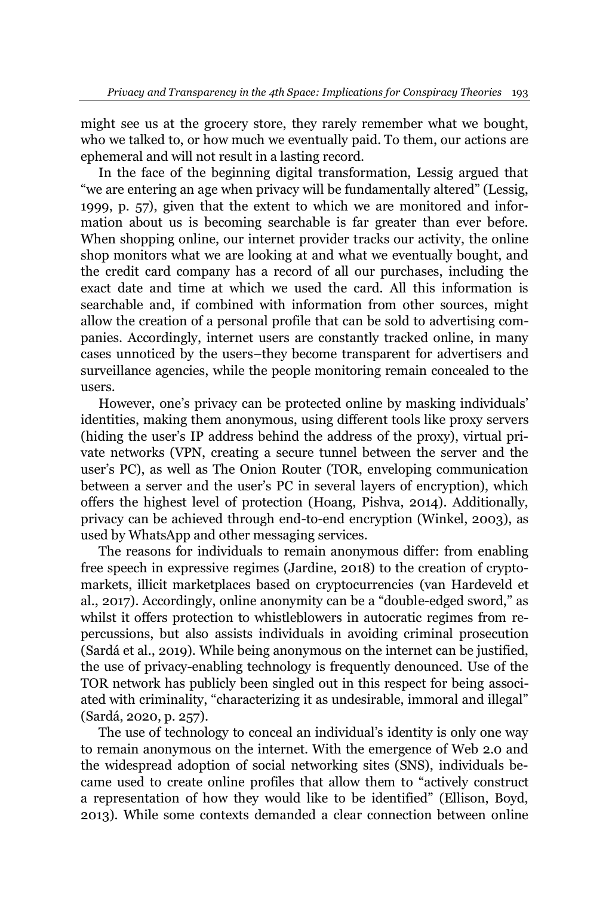might see us at the grocery store, they rarely remember what we bought, who we talked to, or how much we eventually paid. To them, our actions are ephemeral and will not result in a lasting record.

In the face of the beginning digital transformation, Lessig argued that "we are entering an age when privacy will be fundamentally altered" (Lessig, 1999, p. 57), given that the extent to which we are monitored and information about us is becoming searchable is far greater than ever before. When shopping online, our internet provider tracks our activity, the online shop monitors what we are looking at and what we eventually bought, and the credit card company has a record of all our purchases, including the exact date and time at which we used the card. All this information is searchable and, if combined with information from other sources, might allow the creation of a personal profile that can be sold to advertising companies. Accordingly, internet users are constantly tracked online, in many cases unnoticed by the users–they become transparent for advertisers and surveillance agencies, while the people monitoring remain concealed to the users.

However, one's privacy can be protected online by masking individuals' identities, making them anonymous, using different tools like proxy servers (hiding the user's IP address behind the address of the proxy), virtual private networks (VPN, creating a secure tunnel between the server and the user's PC), as well as The Onion Router (TOR, enveloping communication between a server and the user's PC in several layers of encryption), which offers the highest level of protection (Hoang, Pishva, 2014). Additionally, privacy can be achieved through end-to-end encryption (Winkel, 2003), as used by WhatsApp and other messaging services.

The reasons for individuals to remain anonymous differ: from enabling free speech in expressive regimes (Jardine, 2018) to the creation of cryptomarkets, illicit marketplaces based on cryptocurrencies (van Hardeveld et al., 2017). Accordingly, online anonymity can be a "double-edged sword," as whilst it offers protection to whistleblowers in autocratic regimes from repercussions, but also assists individuals in avoiding criminal prosecution (Sardá et al., 2019). While being anonymous on the internet can be justified, the use of privacy-enabling technology is frequently denounced. Use of the TOR network has publicly been singled out in this respect for being associated with criminality, "characterizing it as undesirable, immoral and illegal" (Sardá, 2020, p. 257).

The use of technology to conceal an individual's identity is only one way to remain anonymous on the internet. With the emergence of Web 2.0 and the widespread adoption of social networking sites (SNS), individuals became used to create online profiles that allow them to "actively construct a representation of how they would like to be identified" (Ellison, Boyd, 2013). While some contexts demanded a clear connection between online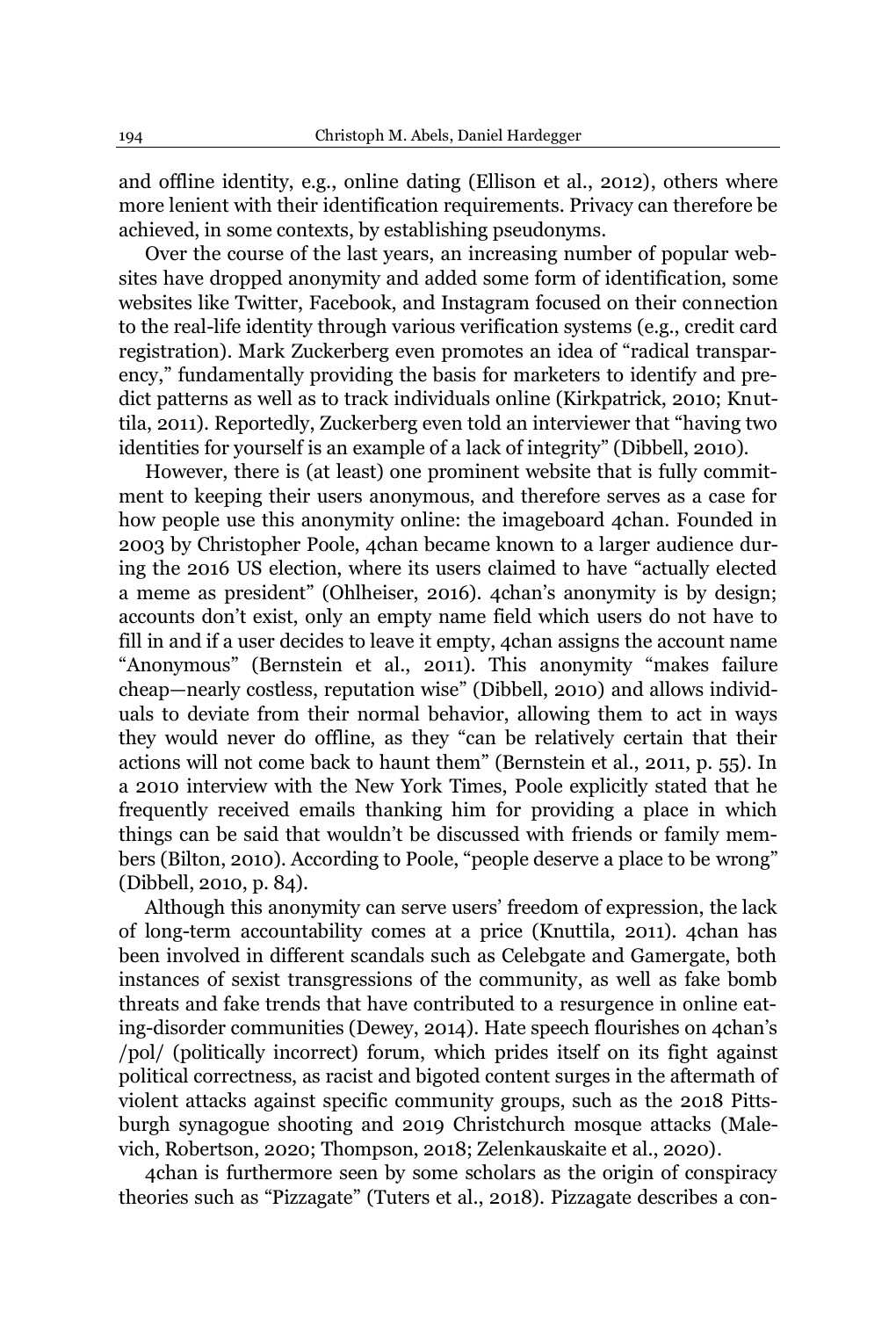and offline identity, e.g., online dating (Ellison et al., 2012), others where more lenient with their identification requirements. Privacy can therefore be achieved, in some contexts, by establishing pseudonyms.

Over the course of the last years, an increasing number of popular websites have dropped anonymity and added some form of identification, some websites like Twitter, Facebook, and Instagram focused on their connection to the real-life identity through various verification systems (e.g., credit card registration). Mark Zuckerberg even promotes an idea of "radical transparency," fundamentally providing the basis for marketers to identify and predict patterns as well as to track individuals online (Kirkpatrick, 2010; Knuttila, 2011). Reportedly, Zuckerberg even told an interviewer that "having two identities for yourself is an example of a lack of integrity" (Dibbell, 2010).

However, there is (at least) one prominent website that is fully commitment to keeping their users anonymous, and therefore serves as a case for how people use this anonymity online: the imageboard 4chan. Founded in 2003 by Christopher Poole, 4chan became known to a larger audience during the 2016 US election, where its users claimed to have "actually elected a meme as president" (Ohlheiser, 2016). 4chan's anonymity is by design; accounts don't exist, only an empty name field which users do not have to fill in and if a user decides to leave it empty, 4chan assigns the account name "Anonymous" (Bernstein et al., 2011). This anonymity "makes failure cheap—nearly costless, reputation wise" (Dibbell, 2010) and allows individuals to deviate from their normal behavior, allowing them to act in ways they would never do offline, as they "can be relatively certain that their actions will not come back to haunt them" (Bernstein et al., 2011, p. 55). In a 2010 interview with the New York Times, Poole explicitly stated that he frequently received emails thanking him for providing a place in which things can be said that wouldn't be discussed with friends or family members (Bilton, 2010). According to Poole, "people deserve a place to be wrong" (Dibbell, 2010, p. 84).

Although this anonymity can serve users' freedom of expression, the lack of long-term accountability comes at a price (Knuttila, 2011). 4chan has been involved in different scandals such as Celebgate and Gamergate, both instances of sexist transgressions of the community, as well as fake bomb threats and fake trends that have contributed to a resurgence in online eating-disorder communities (Dewey, 2014). Hate speech flourishes on 4chan's /pol/ (politically incorrect) forum, which prides itself on its fight against political correctness, as racist and bigoted content surges in the aftermath of violent attacks against specific community groups, such as the 2018 Pittsburgh synagogue shooting and 2019 Christchurch mosque attacks (Malevich, Robertson, 2020; Thompson, 2018; Zelenkauskaite et al., 2020).

4chan is furthermore seen by some scholars as the origin of conspiracy theories such as "Pizzagate" (Tuters et al., 2018). Pizzagate describes a con-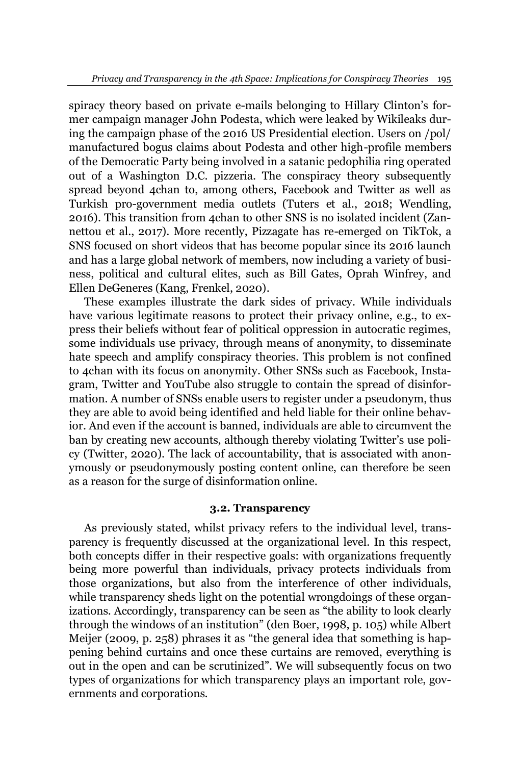spiracy theory based on private e-mails belonging to Hillary Clinton's former campaign manager John Podesta, which were leaked by Wikileaks during the campaign phase of the 2016 US Presidential election. Users on /pol/ manufactured bogus claims about Podesta and other high-profile members of the Democratic Party being involved in a satanic pedophilia ring operated out of a Washington D.C. pizzeria. The conspiracy theory subsequently spread beyond 4chan to, among others, Facebook and Twitter as well as Turkish pro-government media outlets (Tuters et al., 2018; Wendling, 2016). This transition from 4chan to other SNS is no isolated incident (Zannettou et al., 2017). More recently, Pizzagate has re-emerged on TikTok, a SNS focused on short videos that has become popular since its 2016 launch and has a large global network of members, now including a variety of business, political and cultural elites, such as Bill Gates, Oprah Winfrey, and Ellen DeGeneres (Kang, Frenkel, 2020).

These examples illustrate the dark sides of privacy. While individuals have various legitimate reasons to protect their privacy online, e.g., to express their beliefs without fear of political oppression in autocratic regimes, some individuals use privacy, through means of anonymity, to disseminate hate speech and amplify conspiracy theories. This problem is not confined to 4chan with its focus on anonymity. Other SNSs such as Facebook, Instagram, Twitter and YouTube also struggle to contain the spread of disinformation. A number of SNSs enable users to register under a pseudonym, thus they are able to avoid being identified and held liable for their online behavior. And even if the account is banned, individuals are able to circumvent the ban by creating new accounts, although thereby violating Twitter's use policy (Twitter, 2020). The lack of accountability, that is associated with anonymously or pseudonymously posting content online, can therefore be seen as a reason for the surge of disinformation online.

### 3.2. Transparency

As previously stated, whilst privacy refers to the individual level, transparency is frequently discussed at the organizational level. In this respect, both concepts differ in their respective goals: with organizations frequently being more powerful than individuals, privacy protects individuals from those organizations, but also from the interference of other individuals, while transparency sheds light on the potential wrongdoings of these organizations. Accordingly, transparency can be seen as "the ability to look clearly through the windows of an institution" (den Boer, 1998, p. 105) while Albert Meijer (2009, p. 258) phrases it as "the general idea that something is happening behind curtains and once these curtains are removed, everything is out in the open and can be scrutinized". We will subsequently focus on two types of organizations for which transparency plays an important role, governments and corporations.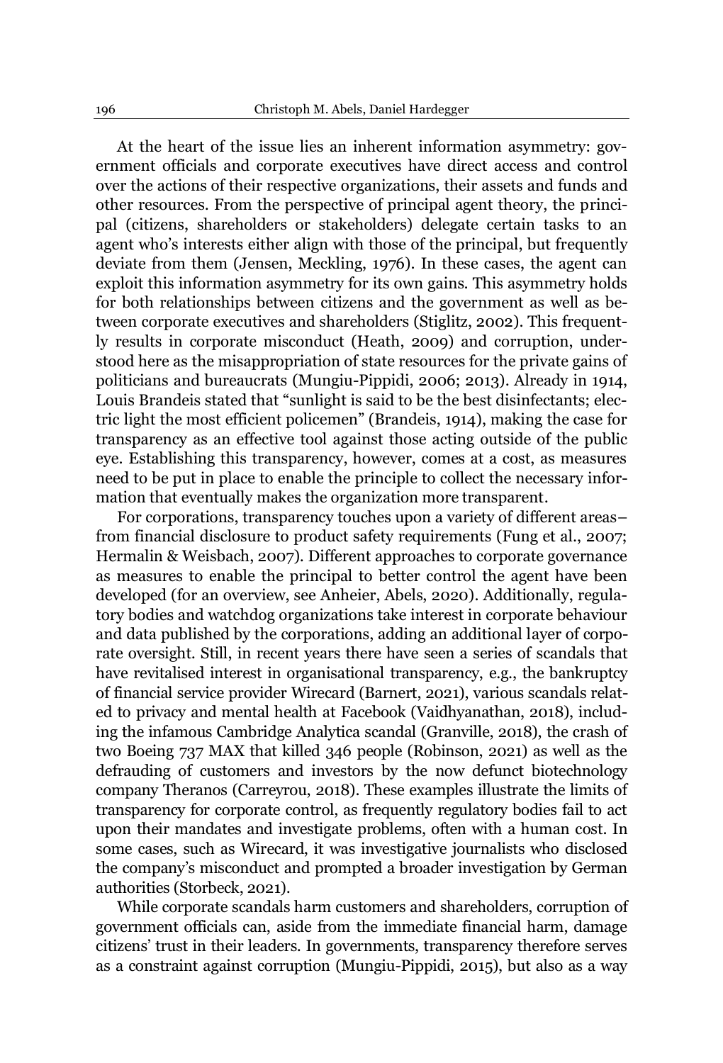At the heart of the issue lies an inherent information asymmetry: government officials and corporate executives have direct access and control over the actions of their respective organizations, their assets and funds and other resources. From the perspective of principal agent theory, the principal (citizens, shareholders or stakeholders) delegate certain tasks to an agent who's interests either align with those of the principal, but frequently deviate from them (Jensen, Meckling, 1976). In these cases, the agent can exploit this information asymmetry for its own gains. This asymmetry holds for both relationships between citizens and the government as well as between corporate executives and shareholders (Stiglitz, 2002). This frequently results in corporate misconduct (Heath, 2009) and corruption, understood here as the misappropriation of state resources for the private gains of politicians and bureaucrats (Mungiu-Pippidi, 2006; 2013). Already in 1914, Louis Brandeis stated that "sunlight is said to be the best disinfectants; electric light the most efficient policemen" (Brandeis, 1914), making the case for transparency as an effective tool against those acting outside of the public eye. Establishing this transparency, however, comes at a cost, as measures need to be put in place to enable the principle to collect the necessary information that eventually makes the organization more transparent.

For corporations, transparency touches upon a variety of different areas– from financial disclosure to product safety requirements (Fung et al., 2007; Hermalin & Weisbach, 2007). Different approaches to corporate governance as measures to enable the principal to better control the agent have been developed (for an overview, see Anheier, Abels, 2020). Additionally, regulatory bodies and watchdog organizations take interest in corporate behaviour and data published by the corporations, adding an additional layer of corporate oversight. Still, in recent years there have seen a series of scandals that have revitalised interest in organisational transparency, e.g., the bankruptcy of financial service provider Wirecard (Barnert, 2021), various scandals related to privacy and mental health at Facebook (Vaidhyanathan, 2018), including the infamous Cambridge Analytica scandal (Granville, 2018), the crash of two Boeing 737 MAX that killed 346 people (Robinson, 2021) as well as the defrauding of customers and investors by the now defunct biotechnology company Theranos (Carreyrou, 2018). These examples illustrate the limits of transparency for corporate control, as frequently regulatory bodies fail to act upon their mandates and investigate problems, often with a human cost. In some cases, such as Wirecard, it was investigative journalists who disclosed the company's misconduct and prompted a broader investigation by German authorities (Storbeck, 2021).

While corporate scandals harm customers and shareholders, corruption of government officials can, aside from the immediate financial harm, damage citizens' trust in their leaders. In governments, transparency therefore serves as a constraint against corruption (Mungiu-Pippidi, 2015), but also as a way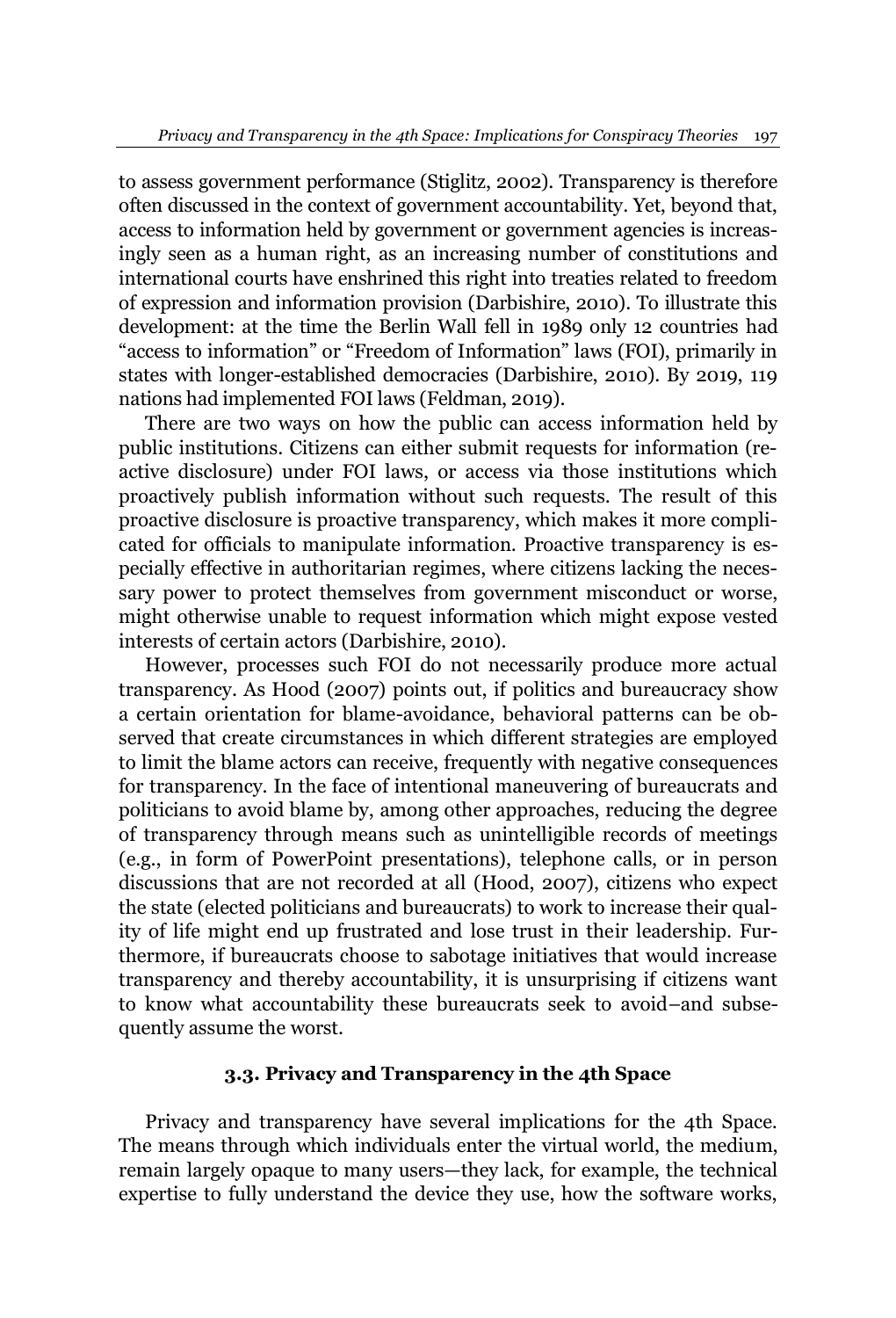to assess government performance (Stiglitz, 2002). Transparency is therefore often discussed in the context of government accountability. Yet, beyond that, access to information held by government or government agencies is increasingly seen as a human right, as an increasing number of constitutions and international courts have enshrined this right into treaties related to freedom of expression and information provision (Darbishire, 2010). To illustrate this development: at the time the Berlin Wall fell in 1989 only 12 countries had "access to information" or "Freedom of Information" laws (FOI), primarily in states with longer-established democracies (Darbishire, 2010). By 2019, 119 nations had implemented FOI laws (Feldman, 2019).

There are two ways on how the public can access information held by public institutions. Citizens can either submit requests for information (reactive disclosure) under FOI laws, or access via those institutions which proactively publish information without such requests. The result of this proactive disclosure is proactive transparency, which makes it more complicated for officials to manipulate information. Proactive transparency is especially effective in authoritarian regimes, where citizens lacking the necessary power to protect themselves from government misconduct or worse, might otherwise unable to request information which might expose vested interests of certain actors (Darbishire, 2010).

However, processes such FOI do not necessarily produce more actual transparency. As Hood (2007) points out, if politics and bureaucracy show a certain orientation for blame-avoidance, behavioral patterns can be observed that create circumstances in which different strategies are employed to limit the blame actors can receive, frequently with negative consequences for transparency. In the face of intentional maneuvering of bureaucrats and politicians to avoid blame by, among other approaches, reducing the degree of transparency through means such as unintelligible records of meetings (e.g., in form of PowerPoint presentations), telephone calls, or in person discussions that are not recorded at all (Hood, 2007), citizens who expect the state (elected politicians and bureaucrats) to work to increase their quality of life might end up frustrated and lose trust in their leadership. Furthermore, if bureaucrats choose to sabotage initiatives that would increase transparency and thereby accountability, it is unsurprising if citizens want to know what accountability these bureaucrats seek to avoid–and subsequently assume the worst.

### 3.3. Privacy and Transparency in the 4th Space

Privacy and transparency have several implications for the 4th Space. The means through which individuals enter the virtual world, the medium, remain largely opaque to many users—they lack, for example, the technical expertise to fully understand the device they use, how the software works,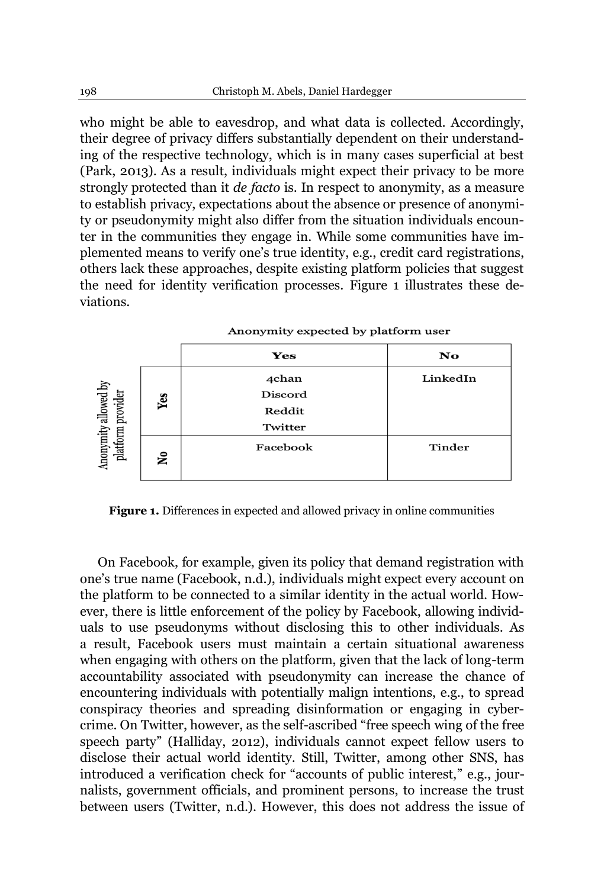who might be able to eavesdrop, and what data is collected. Accordingly, their degree of privacy differs substantially dependent on their understanding of the respective technology, which is in many cases superficial at best (Park, 2013). As a result, individuals might expect their privacy to be more strongly protected than it *de facto* is. In respect to anonymity, as a measure to establish privacy, expectations about the absence or presence of anonymity or pseudonymity might also differ from the situation individuals encounter in the communities they engage in. While some communities have implemented means to verify one's true identity, e.g., credit card registrations, others lack these approaches, despite existing platform policies that suggest the need for identity verification processes. Figure 1 illustrates these deviations.

| Anonymity allowed by platform provider | | Anonymity expected by platform user: **Yes** | Anonymity expected by platform user: **No** |
|---|---|---|---|
| | **Yes** | 4chan<br>Discord<br>Reddit<br>Twitter | LinkedIn |
| | **No** | Facebook | Tinder |

**Figure 1.** Differences in expected and allowed privacy in online communities

On Facebook, for example, given its policy that demand registration with one's true name (Facebook, n.d.), individuals might expect every account on the platform to be connected to a similar identity in the actual world. However, there is little enforcement of the policy by Facebook, allowing individuals to use pseudonyms without disclosing this to other individuals. As a result, Facebook users must maintain a certain situational awareness when engaging with others on the platform, given that the lack of long-term accountability associated with pseudonymity can increase the chance of encountering individuals with potentially malign intentions, e.g., to spread conspiracy theories and spreading disinformation or engaging in cybercrime. On Twitter, however, as the self-ascribed "free speech wing of the free speech party" (Halliday, 2012), individuals cannot expect fellow users to disclose their actual world identity. Still, Twitter, among other SNS, has introduced a verification check for "accounts of public interest," e.g., journalists, government officials, and prominent persons, to increase the trust between users (Twitter, n.d.). However, this does not address the issue of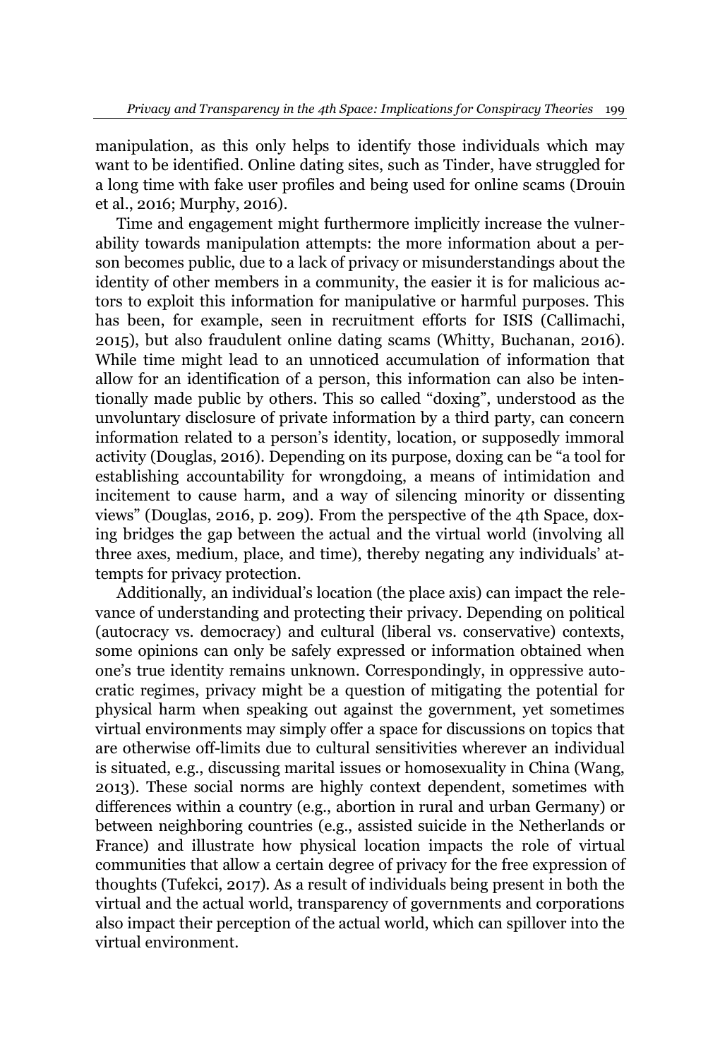manipulation, as this only helps to identify those individuals which may want to be identified. Online dating sites, such as Tinder, have struggled for a long time with fake user profiles and being used for online scams (Drouin et al., 2016; Murphy, 2016).

Time and engagement might furthermore implicitly increase the vulnerability towards manipulation attempts: the more information about a person becomes public, due to a lack of privacy or misunderstandings about the identity of other members in a community, the easier it is for malicious actors to exploit this information for manipulative or harmful purposes. This has been, for example, seen in recruitment efforts for ISIS (Callimachi, 2015), but also fraudulent online dating scams (Whitty, Buchanan, 2016). While time might lead to an unnoticed accumulation of information that allow for an identification of a person, this information can also be intentionally made public by others. This so called "doxing", understood as the unvoluntary disclosure of private information by a third party, can concern information related to a person's identity, location, or supposedly immoral activity (Douglas, 2016). Depending on its purpose, doxing can be "a tool for establishing accountability for wrongdoing, a means of intimidation and incitement to cause harm, and a way of silencing minority or dissenting views" (Douglas, 2016, p. 209). From the perspective of the 4th Space, doxing bridges the gap between the actual and the virtual world (involving all three axes, medium, place, and time), thereby negating any individuals' attempts for privacy protection.

Additionally, an individual's location (the place axis) can impact the relevance of understanding and protecting their privacy. Depending on political (autocracy vs. democracy) and cultural (liberal vs. conservative) contexts, some opinions can only be safely expressed or information obtained when one's true identity remains unknown. Correspondingly, in oppressive autocratic regimes, privacy might be a question of mitigating the potential for physical harm when speaking out against the government, yet sometimes virtual environments may simply offer a space for discussions on topics that are otherwise off-limits due to cultural sensitivities wherever an individual is situated, e.g., discussing marital issues or homosexuality in China (Wang, 2013). These social norms are highly context dependent, sometimes with differences within a country (e.g., abortion in rural and urban Germany) or between neighboring countries (e.g., assisted suicide in the Netherlands or France) and illustrate how physical location impacts the role of virtual communities that allow a certain degree of privacy for the free expression of thoughts (Tufekci, 2017). As a result of individuals being present in both the virtual and the actual world, transparency of governments and corporations also impact their perception of the actual world, which can spillover into the virtual environment.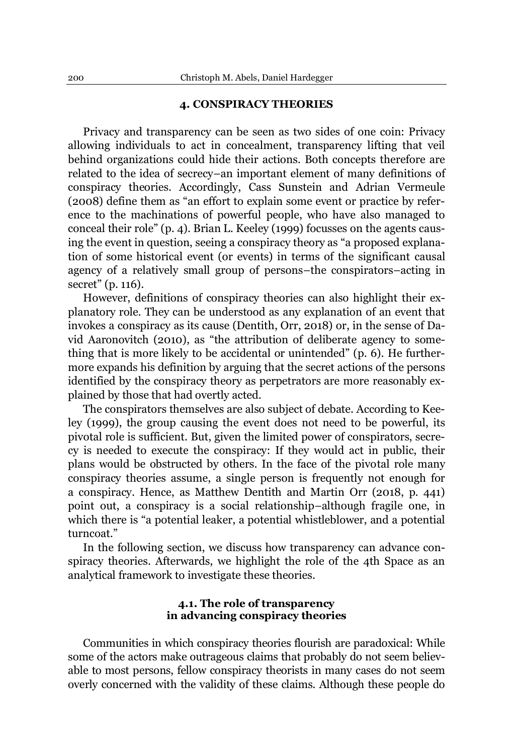## 4. CONSPIRACY THEORIES

Privacy and transparency can be seen as two sides of one coin: Privacy allowing individuals to act in concealment, transparency lifting that veil behind organizations could hide their actions. Both concepts therefore are related to the idea of secrecy–an important element of many definitions of conspiracy theories. Accordingly, Cass Sunstein and Adrian Vermeule (2008) define them as "an effort to explain some event or practice by reference to the machinations of powerful people, who have also managed to conceal their role" (p. 4). Brian L. Keeley (1999) focusses on the agents causing the event in question, seeing a conspiracy theory as "a proposed explanation of some historical event (or events) in terms of the significant causal agency of a relatively small group of persons–the conspirators–acting in secret" (p. 116).

However, definitions of conspiracy theories can also highlight their explanatory role. They can be understood as any explanation of an event that invokes a conspiracy as its cause (Dentith, Orr, 2018) or, in the sense of David Aaronovitch (2010), as "the attribution of deliberate agency to something that is more likely to be accidental or unintended" (p. 6). He furthermore expands his definition by arguing that the secret actions of the persons identified by the conspiracy theory as perpetrators are more reasonably explained by those that had overtly acted.

The conspirators themselves are also subject of debate. According to Keeley (1999), the group causing the event does not need to be powerful, its pivotal role is sufficient. But, given the limited power of conspirators, secrecy is needed to execute the conspiracy: If they would act in public, their plans would be obstructed by others. In the face of the pivotal role many conspiracy theories assume, a single person is frequently not enough for a conspiracy. Hence, as Matthew Dentith and Martin Orr (2018, p. 441) point out, a conspiracy is a social relationship–although fragile one, in which there is "a potential leaker, a potential whistleblower, and a potential turncoat."

In the following section, we discuss how transparency can advance conspiracy theories. Afterwards, we highlight the role of the 4th Space as an analytical framework to investigate these theories.

### 4.1. The role of transparency in advancing conspiracy theories

Communities in which conspiracy theories flourish are paradoxical: While some of the actors make outrageous claims that probably do not seem believable to most persons, fellow conspiracy theorists in many cases do not seem overly concerned with the validity of these claims. Although these people do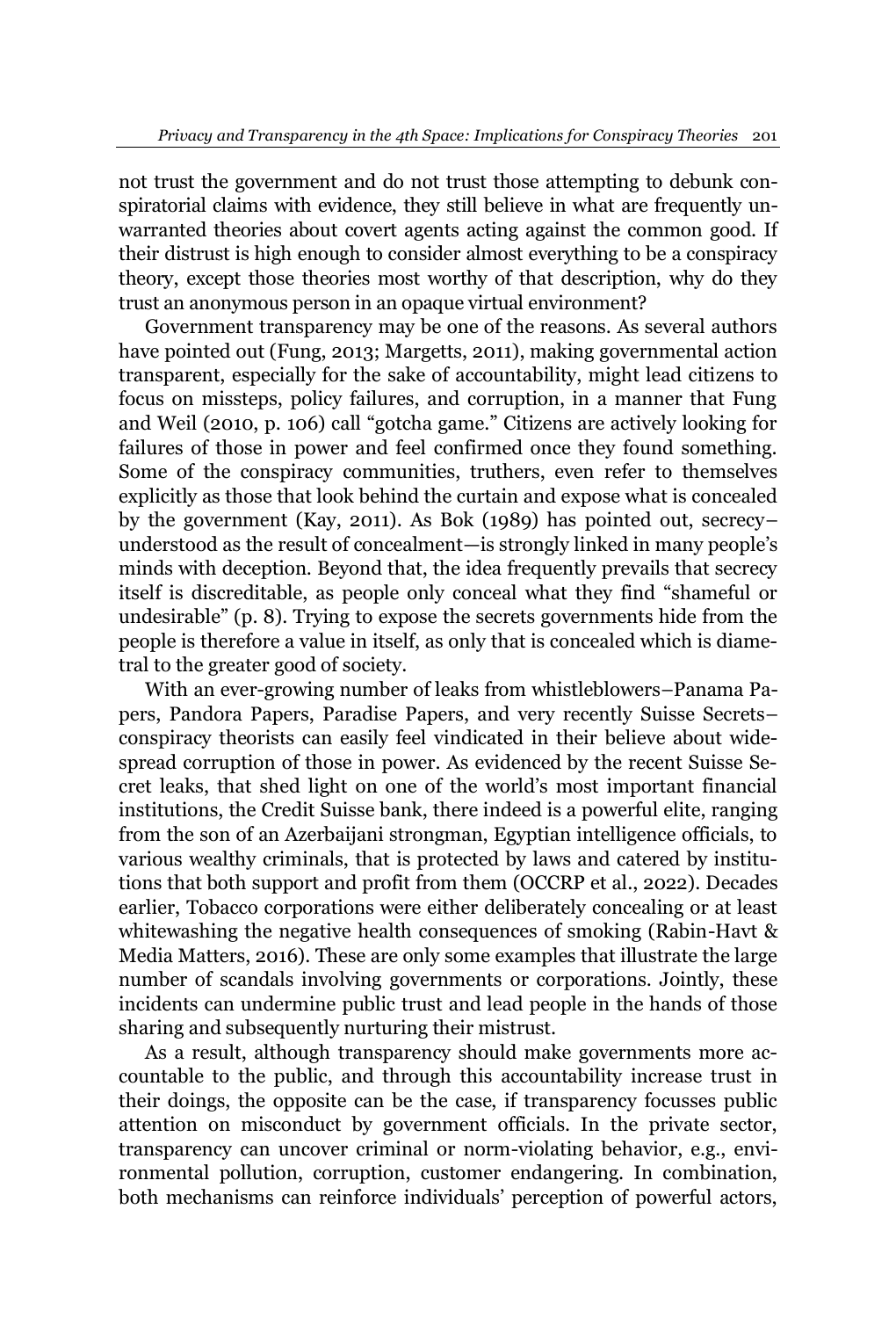not trust the government and do not trust those attempting to debunk conspiratorial claims with evidence, they still believe in what are frequently unwarranted theories about covert agents acting against the common good. If their distrust is high enough to consider almost everything to be a conspiracy theory, except those theories most worthy of that description, why do they trust an anonymous person in an opaque virtual environment?

Government transparency may be one of the reasons. As several authors have pointed out (Fung, 2013; Margetts, 2011), making governmental action transparent, especially for the sake of accountability, might lead citizens to focus on missteps, policy failures, and corruption, in a manner that Fung and Weil (2010, p. 106) call "gotcha game." Citizens are actively looking for failures of those in power and feel confirmed once they found something. Some of the conspiracy communities, truthers, even refer to themselves explicitly as those that look behind the curtain and expose what is concealed by the government (Kay, 2011). As Bok (1989) has pointed out, secrecy–understood as the result of concealment—is strongly linked in many people's minds with deception. Beyond that, the idea frequently prevails that secrecy itself is discreditable, as people only conceal what they find "shameful or undesirable" (p. 8). Trying to expose the secrets governments hide from the people is therefore a value in itself, as only that is concealed which is diametral to the greater good of society.

With an ever-growing number of leaks from whistleblowers–Panama Papers, Pandora Papers, Paradise Papers, and very recently Suisse Secrets–conspiracy theorists can easily feel vindicated in their believe about widespread corruption of those in power. As evidenced by the recent Suisse Secret leaks, that shed light on one of the world's most important financial institutions, the Credit Suisse bank, there indeed is a powerful elite, ranging from the son of an Azerbaijani strongman, Egyptian intelligence officials, to various wealthy criminals, that is protected by laws and catered by institutions that both support and profit from them (OCCRP et al., 2022). Decades earlier, Tobacco corporations were either deliberately concealing or at least whitewashing the negative health consequences of smoking (Rabin-Havt & Media Matters, 2016). These are only some examples that illustrate the large number of scandals involving governments or corporations. Jointly, these incidents can undermine public trust and lead people in the hands of those sharing and subsequently nurturing their mistrust.

As a result, although transparency should make governments more accountable to the public, and through this accountability increase trust in their doings, the opposite can be the case, if transparency focusses public attention on misconduct by government officials. In the private sector, transparency can uncover criminal or norm-violating behavior, e.g., environmental pollution, corruption, customer endangering. In combination, both mechanisms can reinforce individuals' perception of powerful actors,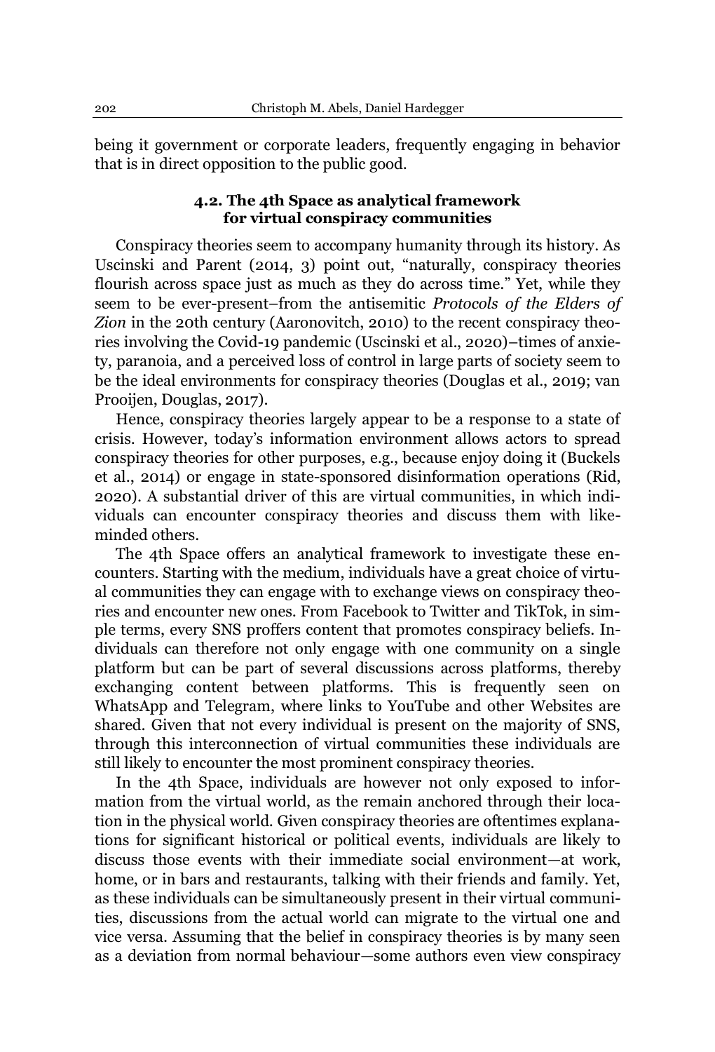being it government or corporate leaders, frequently engaging in behavior that is in direct opposition to the public good.

### 4.2. The 4th Space as analytical framework for virtual conspiracy communities

Conspiracy theories seem to accompany humanity through its history. As Uscinski and Parent (2014, 3) point out, "naturally, conspiracy theories flourish across space just as much as they do across time." Yet, while they seem to be ever-present–from the antisemitic *Protocols of the Elders of Zion* in the 20th century (Aaronovitch, 2010) to the recent conspiracy theories involving the Covid-19 pandemic (Uscinski et al., 2020)–times of anxiety, paranoia, and a perceived loss of control in large parts of society seem to be the ideal environments for conspiracy theories (Douglas et al., 2019; van Prooijen, Douglas, 2017).

Hence, conspiracy theories largely appear to be a response to a state of crisis. However, today's information environment allows actors to spread conspiracy theories for other purposes, e.g., because enjoy doing it (Buckels et al., 2014) or engage in state-sponsored disinformation operations (Rid, 2020). A substantial driver of this are virtual communities, in which individuals can encounter conspiracy theories and discuss them with like-minded others.

The 4th Space offers an analytical framework to investigate these encounters. Starting with the medium, individuals have a great choice of virtual communities they can engage with to exchange views on conspiracy theories and encounter new ones. From Facebook to Twitter and TikTok, in simple terms, every SNS proffers content that promotes conspiracy beliefs. Individuals can therefore not only engage with one community on a single platform but can be part of several discussions across platforms, thereby exchanging content between platforms. This is frequently seen on WhatsApp and Telegram, where links to YouTube and other Websites are shared. Given that not every individual is present on the majority of SNS, through this interconnection of virtual communities these individuals are still likely to encounter the most prominent conspiracy theories.

In the 4th Space, individuals are however not only exposed to information from the virtual world, as the remain anchored through their location in the physical world. Given conspiracy theories are oftentimes explanations for significant historical or political events, individuals are likely to discuss those events with their immediate social environment—at work, home, or in bars and restaurants, talking with their friends and family. Yet, as these individuals can be simultaneously present in their virtual communities, discussions from the actual world can migrate to the virtual one and vice versa. Assuming that the belief in conspiracy theories is by many seen as a deviation from normal behaviour—some authors even view conspiracy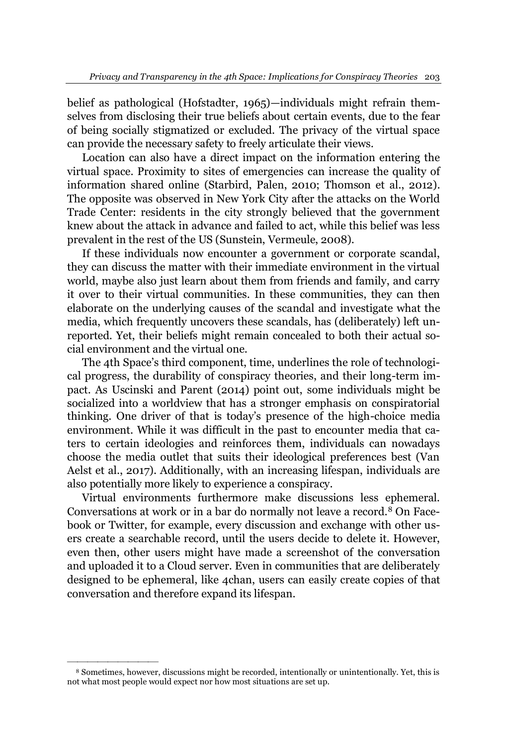belief as pathological (Hofstadter, 1965)—individuals might refrain themselves from disclosing their true beliefs about certain events, due to the fear of being socially stigmatized or excluded. The privacy of the virtual space can provide the necessary safety to freely articulate their views.

Location can also have a direct impact on the information entering the virtual space. Proximity to sites of emergencies can increase the quality of information shared online (Starbird, Palen, 2010; Thomson et al., 2012). The opposite was observed in New York City after the attacks on the World Trade Center: residents in the city strongly believed that the government knew about the attack in advance and failed to act, while this belief was less prevalent in the rest of the US (Sunstein, Vermeule, 2008).

If these individuals now encounter a government or corporate scandal, they can discuss the matter with their immediate environment in the virtual world, maybe also just learn about them from friends and family, and carry it over to their virtual communities. In these communities, they can then elaborate on the underlying causes of the scandal and investigate what the media, which frequently uncovers these scandals, has (deliberately) left unreported. Yet, their beliefs might remain concealed to both their actual social environment and the virtual one.

The 4th Space's third component, time, underlines the role of technological progress, the durability of conspiracy theories, and their long-term impact. As Uscinski and Parent (2014) point out, some individuals might be socialized into a worldview that has a stronger emphasis on conspiratorial thinking. One driver of that is today's presence of the high-choice media environment. While it was difficult in the past to encounter media that caters to certain ideologies and reinforces them, individuals can nowadays choose the media outlet that suits their ideological preferences best (Van Aelst et al., 2017). Additionally, with an increasing lifespan, individuals are also potentially more likely to experience a conspiracy.

Virtual environments furthermore make discussions less ephemeral. Conversations at work or in a bar do normally not leave a record.[8] On Facebook or Twitter, for example, every discussion and exchange with other users create a searchable record, until the users decide to delete it. However, even then, other users might have made a screenshot of the conversation and uploaded it to a Cloud server. Even in communities that are deliberately designed to be ephemeral, like 4chan, users can easily create copies of that conversation and therefore expand its lifespan.

[8] Sometimes, however, discussions might be recorded, intentionally or unintentionally. Yet, this is not what most people would expect nor how most situations are set up.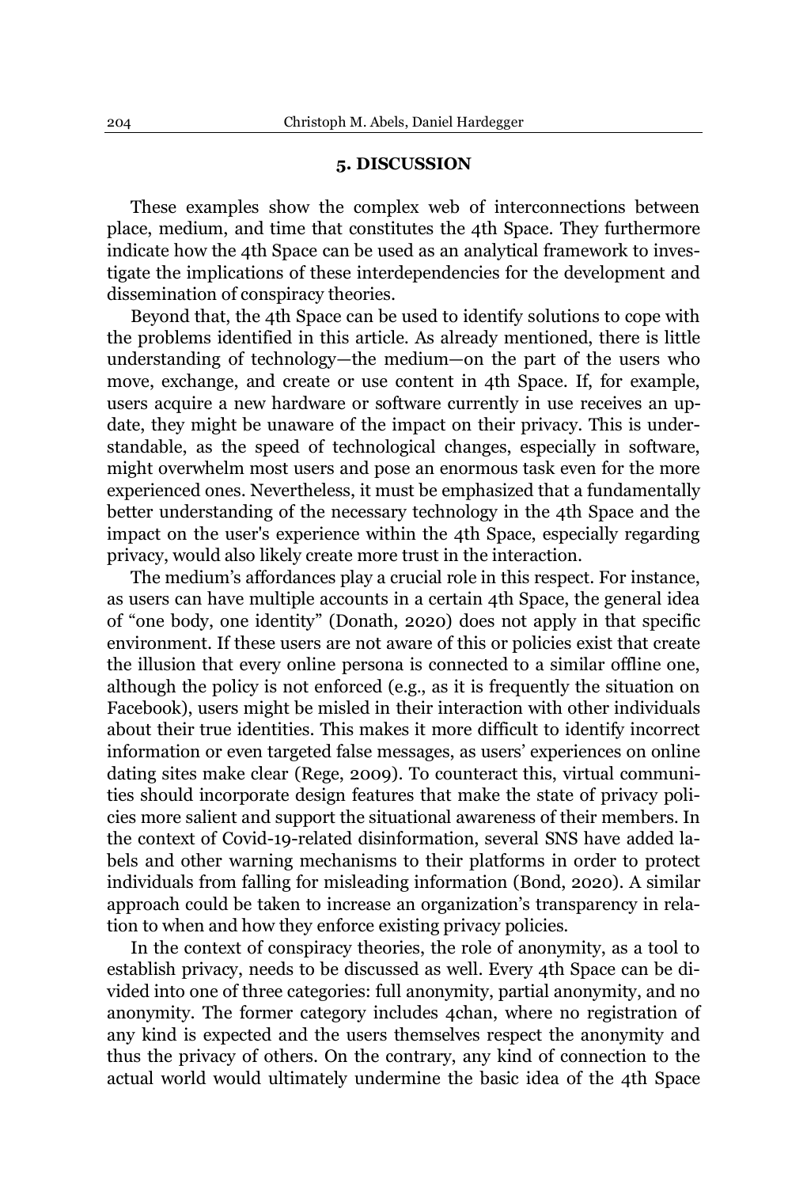## 5. DISCUSSION

These examples show the complex web of interconnections between place, medium, and time that constitutes the 4th Space. They furthermore indicate how the 4th Space can be used as an analytical framework to investigate the implications of these interdependencies for the development and dissemination of conspiracy theories.

Beyond that, the 4th Space can be used to identify solutions to cope with the problems identified in this article. As already mentioned, there is little understanding of technology—the medium—on the part of the users who move, exchange, and create or use content in 4th Space. If, for example, users acquire a new hardware or software currently in use receives an update, they might be unaware of the impact on their privacy. This is understandable, as the speed of technological changes, especially in software, might overwhelm most users and pose an enormous task even for the more experienced ones. Nevertheless, it must be emphasized that a fundamentally better understanding of the necessary technology in the 4th Space and the impact on the user's experience within the 4th Space, especially regarding privacy, would also likely create more trust in the interaction.

The medium's affordances play a crucial role in this respect. For instance, as users can have multiple accounts in a certain 4th Space, the general idea of "one body, one identity" (Donath, 2020) does not apply in that specific environment. If these users are not aware of this or policies exist that create the illusion that every online persona is connected to a similar offline one, although the policy is not enforced (e.g., as it is frequently the situation on Facebook), users might be misled in their interaction with other individuals about their true identities. This makes it more difficult to identify incorrect information or even targeted false messages, as users' experiences on online dating sites make clear (Rege, 2009). To counteract this, virtual communities should incorporate design features that make the state of privacy policies more salient and support the situational awareness of their members. In the context of Covid-19-related disinformation, several SNS have added labels and other warning mechanisms to their platforms in order to protect individuals from falling for misleading information (Bond, 2020). A similar approach could be taken to increase an organization's transparency in relation to when and how they enforce existing privacy policies.

In the context of conspiracy theories, the role of anonymity, as a tool to establish privacy, needs to be discussed as well. Every 4th Space can be divided into one of three categories: full anonymity, partial anonymity, and no anonymity. The former category includes 4chan, where no registration of any kind is expected and the users themselves respect the anonymity and thus the privacy of others. On the contrary, any kind of connection to the actual world would ultimately undermine the basic idea of the 4th Space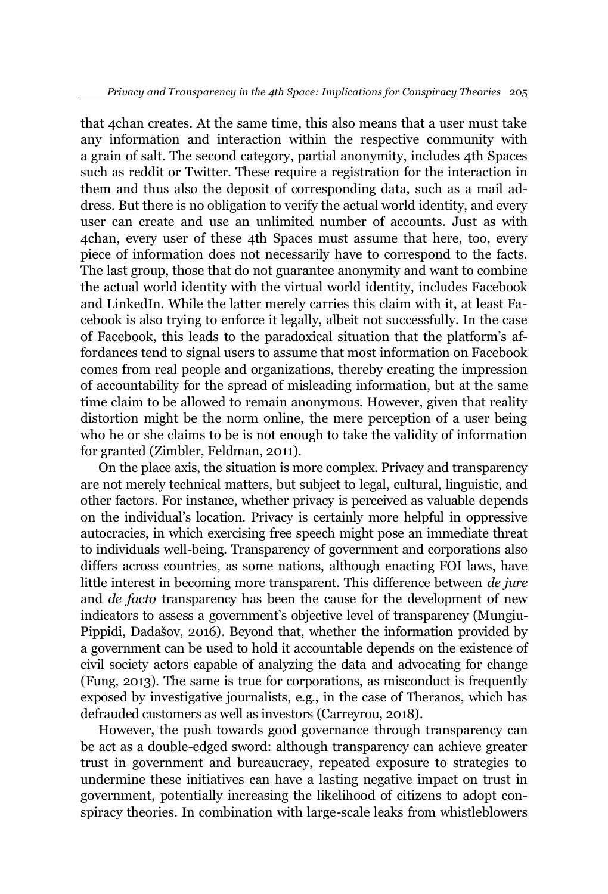that 4chan creates. At the same time, this also means that a user must take any information and interaction within the respective community with a grain of salt. The second category, partial anonymity, includes 4th Spaces such as reddit or Twitter. These require a registration for the interaction in them and thus also the deposit of corresponding data, such as a mail address. But there is no obligation to verify the actual world identity, and every user can create and use an unlimited number of accounts. Just as with 4chan, every user of these 4th Spaces must assume that here, too, every piece of information does not necessarily have to correspond to the facts. The last group, those that do not guarantee anonymity and want to combine the actual world identity with the virtual world identity, includes Facebook and LinkedIn. While the latter merely carries this claim with it, at least Facebook is also trying to enforce it legally, albeit not successfully. In the case of Facebook, this leads to the paradoxical situation that the platform's affordances tend to signal users to assume that most information on Facebook comes from real people and organizations, thereby creating the impression of accountability for the spread of misleading information, but at the same time claim to be allowed to remain anonymous. However, given that reality distortion might be the norm online, the mere perception of a user being who he or she claims to be is not enough to take the validity of information for granted (Zimbler, Feldman, 2011).

On the place axis, the situation is more complex. Privacy and transparency are not merely technical matters, but subject to legal, cultural, linguistic, and other factors. For instance, whether privacy is perceived as valuable depends on the individual's location. Privacy is certainly more helpful in oppressive autocracies, in which exercising free speech might pose an immediate threat to individuals well-being. Transparency of government and corporations also differs across countries, as some nations, although enacting FOI laws, have little interest in becoming more transparent. This difference between *de jure* and *de facto* transparency has been the cause for the development of new indicators to assess a government's objective level of transparency (Mungiu-Pippidi, Dadašov, 2016). Beyond that, whether the information provided by a government can be used to hold it accountable depends on the existence of civil society actors capable of analyzing the data and advocating for change (Fung, 2013). The same is true for corporations, as misconduct is frequently exposed by investigative journalists, e.g., in the case of Theranos, which has defrauded customers as well as investors (Carreyrou, 2018).

However, the push towards good governance through transparency can be act as a double-edged sword: although transparency can achieve greater trust in government and bureaucracy, repeated exposure to strategies to undermine these initiatives can have a lasting negative impact on trust in government, potentially increasing the likelihood of citizens to adopt conspiracy theories. In combination with large-scale leaks from whistleblowers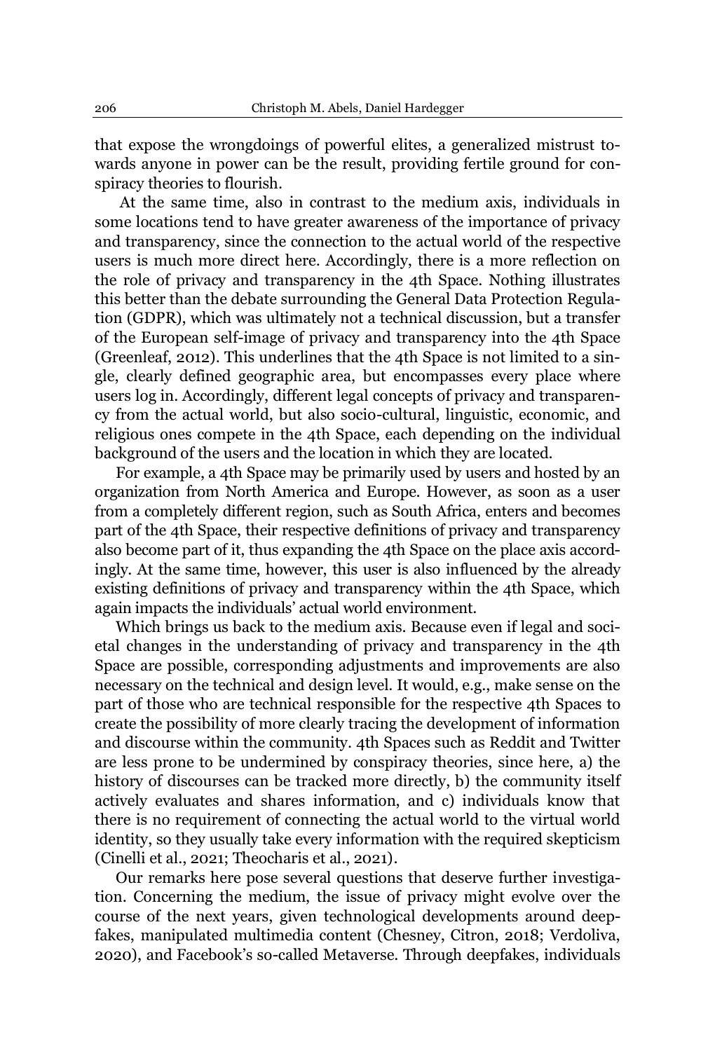that expose the wrongdoings of powerful elites, a generalized mistrust towards anyone in power can be the result, providing fertile ground for conspiracy theories to flourish.

At the same time, also in contrast to the medium axis, individuals in some locations tend to have greater awareness of the importance of privacy and transparency, since the connection to the actual world of the respective users is much more direct here. Accordingly, there is a more reflection on the role of privacy and transparency in the 4th Space. Nothing illustrates this better than the debate surrounding the General Data Protection Regulation (GDPR), which was ultimately not a technical discussion, but a transfer of the European self-image of privacy and transparency into the 4th Space (Greenleaf, 2012). This underlines that the 4th Space is not limited to a single, clearly defined geographic area, but encompasses every place where users log in. Accordingly, different legal concepts of privacy and transparency from the actual world, but also socio-cultural, linguistic, economic, and religious ones compete in the 4th Space, each depending on the individual background of the users and the location in which they are located.

For example, a 4th Space may be primarily used by users and hosted by an organization from North America and Europe. However, as soon as a user from a completely different region, such as South Africa, enters and becomes part of the 4th Space, their respective definitions of privacy and transparency also become part of it, thus expanding the 4th Space on the place axis accordingly. At the same time, however, this user is also influenced by the already existing definitions of privacy and transparency within the 4th Space, which again impacts the individuals' actual world environment.

Which brings us back to the medium axis. Because even if legal and societal changes in the understanding of privacy and transparency in the 4th Space are possible, corresponding adjustments and improvements are also necessary on the technical and design level. It would, e.g., make sense on the part of those who are technical responsible for the respective 4th Spaces to create the possibility of more clearly tracing the development of information and discourse within the community. 4th Spaces such as Reddit and Twitter are less prone to be undermined by conspiracy theories, since here, a) the history of discourses can be tracked more directly, b) the community itself actively evaluates and shares information, and c) individuals know that there is no requirement of connecting the actual world to the virtual world identity, so they usually take every information with the required skepticism (Cinelli et al., 2021; Theocharis et al., 2021).

Our remarks here pose several questions that deserve further investigation. Concerning the medium, the issue of privacy might evolve over the course of the next years, given technological developments around deepfakes, manipulated multimedia content (Chesney, Citron, 2018; Verdoliva, 2020), and Facebook's so-called Metaverse. Through deepfakes, individuals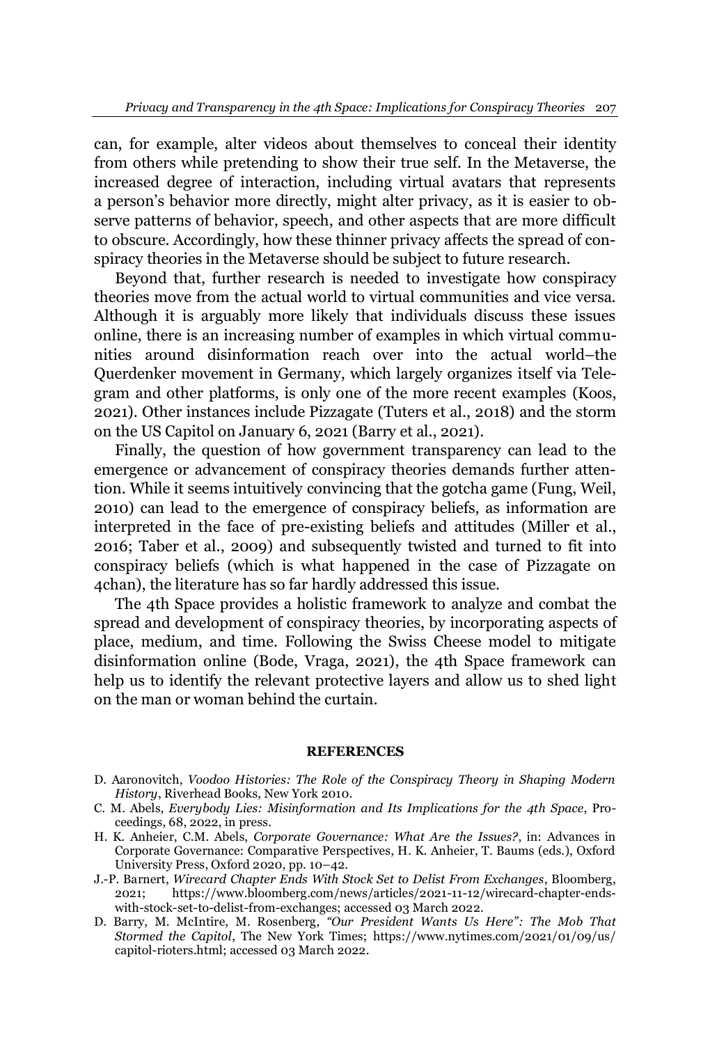can, for example, alter videos about themselves to conceal their identity from others while pretending to show their true self. In the Metaverse, the increased degree of interaction, including virtual avatars that represents a person's behavior more directly, might alter privacy, as it is easier to observe patterns of behavior, speech, and other aspects that are more difficult to obscure. Accordingly, how these thinner privacy affects the spread of conspiracy theories in the Metaverse should be subject to future research.

Beyond that, further research is needed to investigate how conspiracy theories move from the actual world to virtual communities and vice versa. Although it is arguably more likely that individuals discuss these issues online, there is an increasing number of examples in which virtual communities around disinformation reach over into the actual world–the Querdenker movement in Germany, which largely organizes itself via Telegram and other platforms, is only one of the more recent examples (Koos, 2021). Other instances include Pizzagate (Tuters et al., 2018) and the storm on the US Capitol on January 6, 2021 (Barry et al., 2021).

Finally, the question of how government transparency can lead to the emergence or advancement of conspiracy theories demands further attention. While it seems intuitively convincing that the gotcha game (Fung, Weil, 2010) can lead to the emergence of conspiracy beliefs, as information are interpreted in the face of pre-existing beliefs and attitudes (Miller et al., 2016; Taber et al., 2009) and subsequently twisted and turned to fit into conspiracy beliefs (which is what happened in the case of Pizzagate on 4chan), the literature has so far hardly addressed this issue.

The 4th Space provides a holistic framework to analyze and combat the spread and development of conspiracy theories, by incorporating aspects of place, medium, and time. Following the Swiss Cheese model to mitigate disinformation online (Bode, Vraga, 2021), the 4th Space framework can help us to identify the relevant protective layers and allow us to shed light on the man or woman behind the curtain.

## REFERENCES

- D. Aaronovitch, *Voodoo Histories: The Role of the Conspiracy Theory in Shaping Modern History*, Riverhead Books, New York 2010.
- C. M. Abels, *Everybody Lies: Misinformation and Its Implications for the 4th Space*, Proceedings, 68, 2022, in press.
- H. K. Anheier, C.M. Abels, *Corporate Governance: What Are the Issues?*, in: Advances in Corporate Governance: Comparative Perspectives, H. K. Anheier, T. Baums (eds.), Oxford University Press, Oxford 2020, pp. 10–42.
- J.-P. Barnert, *Wirecard Chapter Ends With Stock Set to Delist From Exchanges*, Bloomberg, 2021; https://www.bloomberg.com/news/articles/2021-11-12/wirecard-chapter-ends-with-stock-set-to-delist-from-exchanges; accessed 03 March 2022.
- D. Barry, M. McIntire, M. Rosenberg, *"Our President Wants Us Here": The Mob That Stormed the Capitol*, The New York Times; https://www.nytimes.com/2021/01/09/us/capitol-rioters.html; accessed 03 March 2022.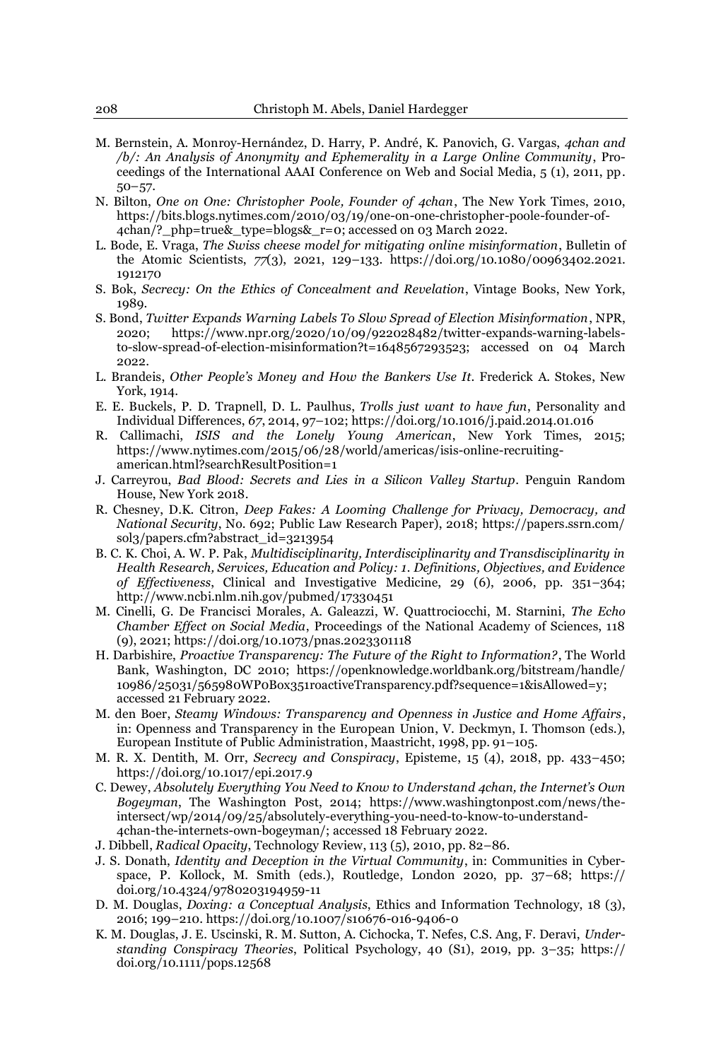M. Bernstein, A. Monroy-Hernández, D. Harry, P. André, K. Panovich, G. Vargas, *4chan and /b/: An Analysis of Anonymity and Ephemerality in a Large Online Community*, Proceedings of the International AAAI Conference on Web and Social Media, 5 (1), 2011, pp. 50–57.

N. Bilton, *One on One: Christopher Poole, Founder of 4chan*, The New York Times, 2010, https://bits.blogs.nytimes.com/2010/03/19/one-on-one-christopher-poole-founder-of-4chan/?_php=true&_type=blogs&_r=0; accessed on 03 March 2022.

L. Bode, E. Vraga, *The Swiss cheese model for mitigating online misinformation*, Bulletin of the Atomic Scientists, *77*(3), 2021, 129–133. https://doi.org/10.1080/00963402.2021.1912170

S. Bok, *Secrecy: On the Ethics of Concealment and Revelation*, Vintage Books, New York, 1989.

S. Bond, *Twitter Expands Warning Labels To Slow Spread of Election Misinformation*, NPR, 2020; https://www.npr.org/2020/10/09/922028482/twitter-expands-warning-labels-to-slow-spread-of-election-misinformation?t=1648567293523; accessed on 04 March 2022.

L. Brandeis, *Other People's Money and How the Bankers Use It*. Frederick A. Stokes, New York, 1914.

E. E. Buckels, P. D. Trapnell, D. L. Paulhus, *Trolls just want to have fun*, Personality and Individual Differences, *67*, 2014, 97–102; https://doi.org/10.1016/j.paid.2014.01.016

R. Callimachi, *ISIS and the Lonely Young American*, New York Times, 2015; https://www.nytimes.com/2015/06/28/world/americas/isis-online-recruiting-american.html?searchResultPosition=1

J. Carreyrou, *Bad Blood: Secrets and Lies in a Silicon Valley Startup*. Penguin Random House, New York 2018.

R. Chesney, D.K. Citron, *Deep Fakes: A Looming Challenge for Privacy, Democracy, and National Security*, No. 692; Public Law Research Paper), 2018; https://papers.ssrn.com/sol3/papers.cfm?abstract_id=3213954

B. C. K. Choi, A. W. P. Pak, *Multidisciplinarity, Interdisciplinarity and Transdisciplinarity in Health Research, Services, Education and Policy: 1. Definitions, Objectives, and Evidence of Effectiveness*, Clinical and Investigative Medicine, 29 (6), 2006, pp. 351–364; http://www.ncbi.nlm.nih.gov/pubmed/17330451

M. Cinelli, G. De Francisci Morales, A. Galeazzi, W. Quattrociocchi, M. Starnini, *The Echo Chamber Effect on Social Media*, Proceedings of the National Academy of Sciences, 118 (9), 2021; https://doi.org/10.1073/pnas.2023301118

H. Darbishire, *Proactive Transparency: The Future of the Right to Information?*, The World Bank, Washington, DC 2010; https://openknowledge.worldbank.org/bitstream/handle/10986/25031/565980WP0Box351roactiveTransparency.pdf?sequence=1&isAllowed=y; accessed 21 February 2022.

M. den Boer, *Steamy Windows: Transparency and Openness in Justice and Home Affairs*, in: Openness and Transparency in the European Union, V. Deckmyn, I. Thomson (eds.), European Institute of Public Administration, Maastricht, 1998, pp. 91–105.

M. R. X. Dentith, M. Orr, *Secrecy and Conspiracy*, Episteme, 15 (4), 2018, pp. 433–450; https://doi.org/10.1017/epi.2017.9

C. Dewey, *Absolutely Everything You Need to Know to Understand 4chan, the Internet's Own Bogeyman*, The Washington Post, 2014; https://www.washingtonpost.com/news/the-intersect/wp/2014/09/25/absolutely-everything-you-need-to-know-to-understand-4chan-the-internets-own-bogeyman/; accessed 18 February 2022.

J. Dibbell, *Radical Opacity*, Technology Review, 113 (5), 2010, pp. 82–86.

J. S. Donath, *Identity and Deception in the Virtual Community*, in: Communities in Cyberspace, P. Kollock, M. Smith (eds.), Routledge, London 2020, pp. 37–68; https://doi.org/10.4324/9780203194959-11

D. M. Douglas, *Doxing: a Conceptual Analysis*, Ethics and Information Technology, 18 (3), 2016; 199–210. https://doi.org/10.1007/s10676-016-9406-0

K. M. Douglas, J. E. Uscinski, R. M. Sutton, A. Cichocka, T. Nefes, C.S. Ang, F. Deravi, *Understanding Conspiracy Theories*, Political Psychology, 40 (S1), 2019, pp. 3–35; https://doi.org/10.1111/pops.12568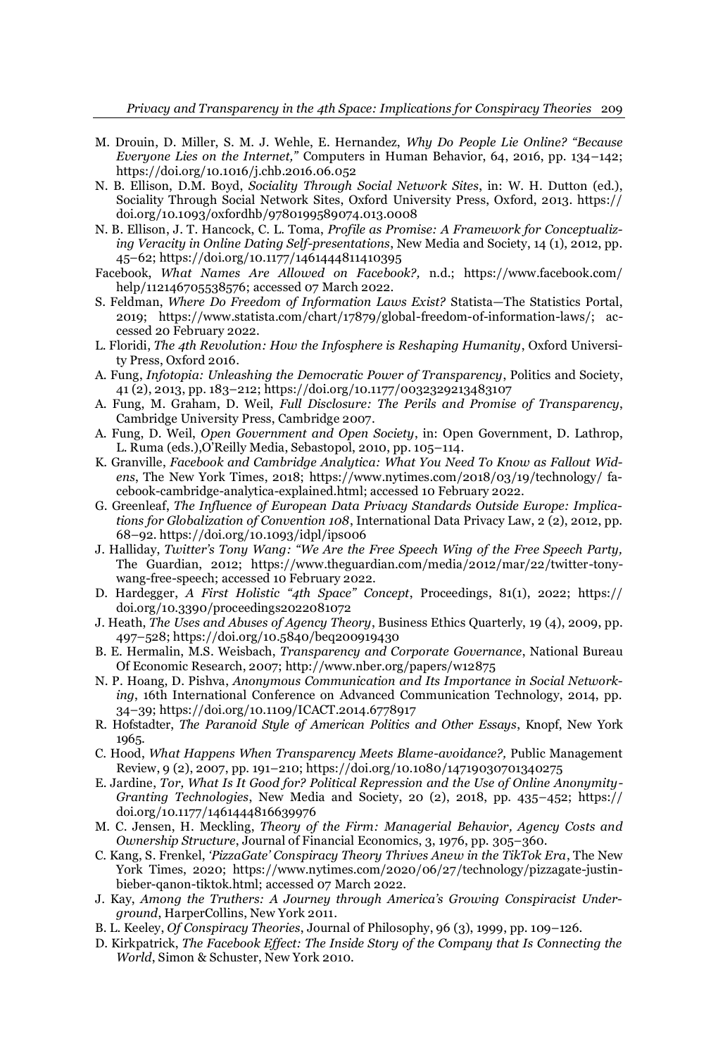M. Drouin, D. Miller, S. M. J. Wehle, E. Hernandez, *Why Do People Lie Online? "Because Everyone Lies on the Internet,"* Computers in Human Behavior, 64, 2016, pp. 134–142; https://doi.org/10.1016/j.chb.2016.06.052

N. B. Ellison, D.M. Boyd, *Sociality Through Social Network Sites*, in: W. H. Dutton (ed.), Sociality Through Social Network Sites, Oxford University Press, Oxford, 2013. https://doi.org/10.1093/oxfordhb/9780199589074.013.0008

N. B. Ellison, J. T. Hancock, C. L. Toma, *Profile as Promise: A Framework for Conceptualizing Veracity in Online Dating Self-presentations*, New Media and Society, 14 (1), 2012, pp. 45–62; https://doi.org/10.1177/1461444811410395

Facebook, *What Names Are Allowed on Facebook?,* n.d.; https://www.facebook.com/help/112146705538576; accessed 07 March 2022.

S. Feldman, *Where Do Freedom of Information Laws Exist?* Statista—The Statistics Portal, 2019; https://www.statista.com/chart/17879/global-freedom-of-information-laws/; accessed 20 February 2022.

L. Floridi, *The 4th Revolution: How the Infosphere is Reshaping Humanity*, Oxford University Press, Oxford 2016.

A. Fung, *Infotopia: Unleashing the Democratic Power of Transparency*, Politics and Society, 41 (2), 2013, pp. 183–212; https://doi.org/10.1177/0032329213483107

A. Fung, M. Graham, D. Weil, *Full Disclosure: The Perils and Promise of Transparency*, Cambridge University Press, Cambridge 2007.

A. Fung, D. Weil, *Open Government and Open Society*, in: Open Government, D. Lathrop, L. Ruma (eds.),O'Reilly Media, Sebastopol, 2010, pp. 105–114.

K. Granville, *Facebook and Cambridge Analytica: What You Need To Know as Fallout Widens*, The New York Times, 2018; https://www.nytimes.com/2018/03/19/technology/facebook-cambridge-analytica-explained.html; accessed 10 February 2022.

G. Greenleaf, *The Influence of European Data Privacy Standards Outside Europe: Implications for Globalization of Convention 108*, International Data Privacy Law, 2 (2), 2012, pp. 68–92. https://doi.org/10.1093/idpl/ips006

J. Halliday, *Twitter's Tony Wang: "We Are the Free Speech Wing of the Free Speech Party,* The Guardian, 2012; https://www.theguardian.com/media/2012/mar/22/twitter-tony-wang-free-speech; accessed 10 February 2022.

D. Hardegger, *A First Holistic "4th Space" Concept*, Proceedings, 81(1), 2022; https://doi.org/10.3390/proceedings2022081072

J. Heath, *The Uses and Abuses of Agency Theory*, Business Ethics Quarterly, 19 (4), 2009, pp. 497–528; https://doi.org/10.5840/beq200919430

B. E. Hermalin, M.S. Weisbach, *Transparency and Corporate Governance*, National Bureau Of Economic Research, 2007; http://www.nber.org/papers/w12875

N. P. Hoang, D. Pishva, *Anonymous Communication and Its Importance in Social Networking*, 16th International Conference on Advanced Communication Technology, 2014, pp. 34–39; https://doi.org/10.1109/ICACT.2014.6778917

R. Hofstadter, *The Paranoid Style of American Politics and Other Essays*, Knopf, New York 1965.

C. Hood, *What Happens When Transparency Meets Blame-avoidance?,* Public Management Review, 9 (2), 2007, pp. 191–210; https://doi.org/10.1080/14719030701340275

E. Jardine, *Tor, What Is It Good for? Political Repression and the Use of Online Anonymity-Granting Technologies*, New Media and Society, 20 (2), 2018, pp. 435–452; https://doi.org/10.1177/1461444816639976

M. C. Jensen, H. Meckling, *Theory of the Firm: Managerial Behavior, Agency Costs and Ownership Structure*, Journal of Financial Economics, 3, 1976, pp. 305–360.

C. Kang, S. Frenkel, *'PizzaGate' Conspiracy Theory Thrives Anew in the TikTok Era*, The New York Times, 2020; https://www.nytimes.com/2020/06/27/technology/pizzagate-justin-bieber-qanon-tiktok.html; accessed 07 March 2022.

J. Kay, *Among the Truthers: A Journey through America's Growing Conspiracist Underground*, HarperCollins, New York 2011.

B. L. Keeley, *Of Conspiracy Theories*, Journal of Philosophy, 96 (3), 1999, pp. 109–126.

D. Kirkpatrick, *The Facebook Effect: The Inside Story of the Company that Is Connecting the World*, Simon & Schuster, New York 2010.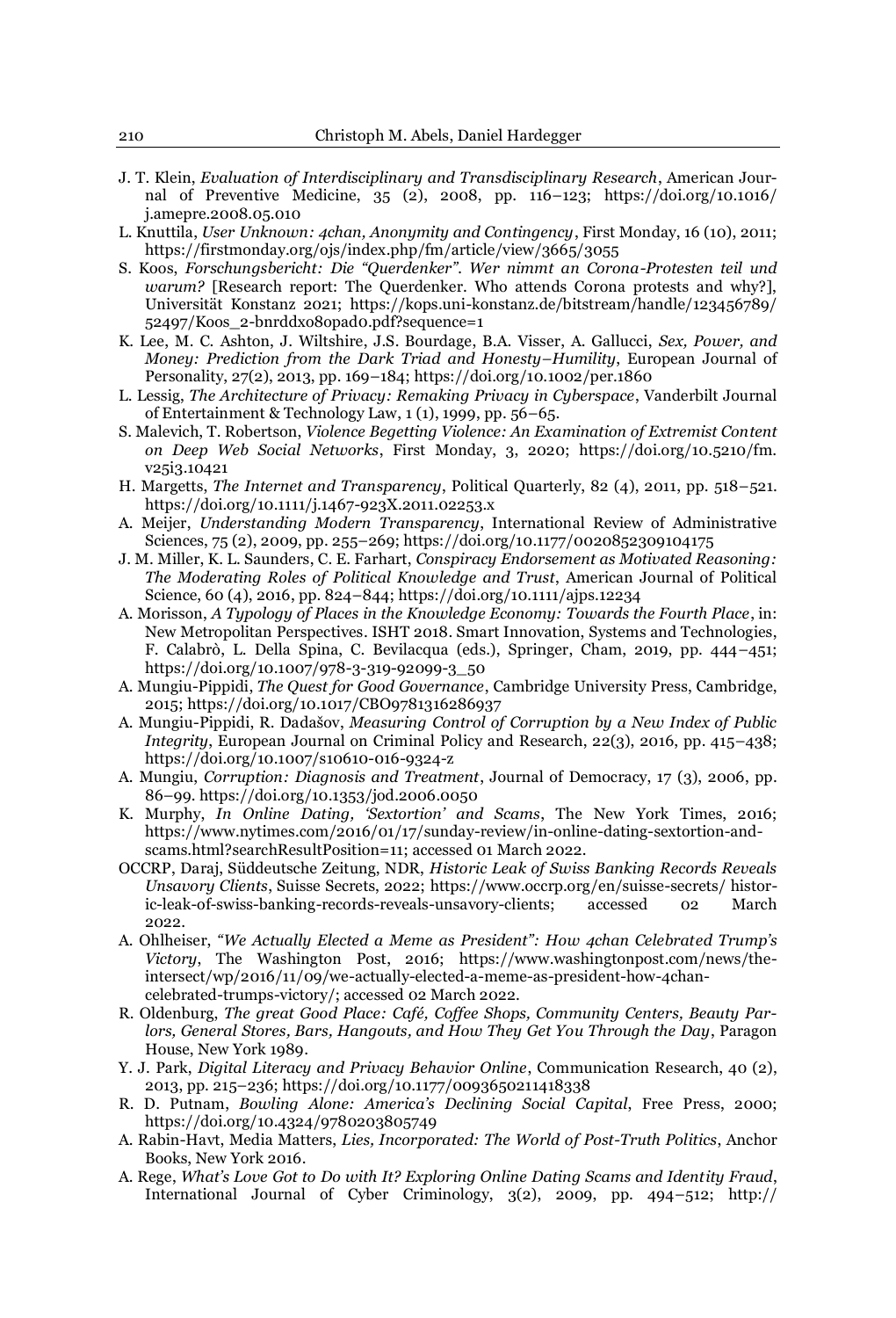J. T. Klein, *Evaluation of Interdisciplinary and Transdisciplinary Research*, American Journal of Preventive Medicine, 35 (2), 2008, pp. 116–123; https://doi.org/10.1016/j.amepre.2008.05.010

L. Knuttila, *User Unknown: 4chan, Anonymity and Contingency*, First Monday, 16 (10), 2011; https://firstmonday.org/ojs/index.php/fm/article/view/3665/3055

S. Koos, *Forschungsbericht: Die "Querdenker". Wer nimmt an Corona-Protesten teil und warum?* [Research report: The Querdenker. Who attends Corona protests and why?], Universität Konstanz 2021; https://kops.uni-konstanz.de/bitstream/handle/123456789/52497/Koos_2-bnrddxo8opado.pdf?sequence=1

K. Lee, M. C. Ashton, J. Wiltshire, J.S. Bourdage, B.A. Visser, A. Gallucci, *Sex, Power, and Money: Prediction from the Dark Triad and Honesty–Humility*, European Journal of Personality, 27(2), 2013, pp. 169–184; https://doi.org/10.1002/per.1860

L. Lessig, *The Architecture of Privacy: Remaking Privacy in Cyberspace*, Vanderbilt Journal of Entertainment & Technology Law, 1 (1), 1999, pp. 56–65.

S. Malevich, T. Robertson, *Violence Begetting Violence: An Examination of Extremist Content on Deep Web Social Networks*, First Monday, 3, 2020; https://doi.org/10.5210/fm.v25i3.10421

H. Margetts, *The Internet and Transparency*, Political Quarterly, 82 (4), 2011, pp. 518–521. https://doi.org/10.1111/j.1467-923X.2011.02253.x

A. Meijer, *Understanding Modern Transparency*, International Review of Administrative Sciences, 75 (2), 2009, pp. 255–269; https://doi.org/10.1177/0020852309104175

J. M. Miller, K. L. Saunders, C. E. Farhart, *Conspiracy Endorsement as Motivated Reasoning: The Moderating Roles of Political Knowledge and Trust*, American Journal of Political Science, 60 (4), 2016, pp. 824–844; https://doi.org/10.1111/ajps.12234

A. Morisson, *A Typology of Places in the Knowledge Economy: Towards the Fourth Place*, in: New Metropolitan Perspectives. ISHT 2018. Smart Innovation, Systems and Technologies, F. Calabrò, L. Della Spina, C. Bevilacqua (eds.), Springer, Cham, 2019, pp. 444–451; https://doi.org/10.1007/978-3-319-92099-3_50

A. Mungiu-Pippidi, *The Quest for Good Governance*, Cambridge University Press, Cambridge, 2015; https://doi.org/10.1017/CBO9781316286937

A. Mungiu-Pippidi, R. Dadašov, *Measuring Control of Corruption by a New Index of Public Integrity*, European Journal on Criminal Policy and Research, 22(3), 2016, pp. 415–438; https://doi.org/10.1007/s10610-016-9324-z

A. Mungiu, *Corruption: Diagnosis and Treatment*, Journal of Democracy, 17 (3), 2006, pp. 86–99. https://doi.org/10.1353/jod.2006.0050

K. Murphy, *In Online Dating, 'Sextortion' and Scams*, The New York Times, 2016; https://www.nytimes.com/2016/01/17/sunday-review/in-online-dating-sextortion-and-scams.html?searchResultPosition=11; accessed 01 March 2022.

OCCRP, Daraj, Süddeutsche Zeitung, NDR, *Historic Leak of Swiss Banking Records Reveals Unsavory Clients*, Suisse Secrets, 2022; https://www.occrp.org/en/suisse-secrets/historic-leak-of-swiss-banking-records-reveals-unsavory-clients; accessed 02 March 2022.

A. Ohlheiser, *"We Actually Elected a Meme as President": How 4chan Celebrated Trump's Victory*, The Washington Post, 2016; https://www.washingtonpost.com/news/the-intersect/wp/2016/11/09/we-actually-elected-a-meme-as-president-how-4chan-celebrated-trumps-victory/; accessed 02 March 2022.

R. Oldenburg, *The great Good Place: Café, Coffee Shops, Community Centers, Beauty Parlors, General Stores, Bars, Hangouts, and How They Get You Through the Day*, Paragon House, New York 1989.

Y. J. Park, *Digital Literacy and Privacy Behavior Online*, Communication Research, 40 (2), 2013, pp. 215–236; https://doi.org/10.1177/0093650211418338

R. D. Putnam, *Bowling Alone: America's Declining Social Capital*, Free Press, 2000; https://doi.org/10.4324/9780203805749

A. Rabin-Havt, Media Matters, *Lies, Incorporated: The World of Post-Truth Politics*, Anchor Books, New York 2016.

A. Rege, *What's Love Got to Do with It? Exploring Online Dating Scams and Identity Fraud*, International Journal of Cyber Criminology, 3(2), 2009, pp. 494–512; http://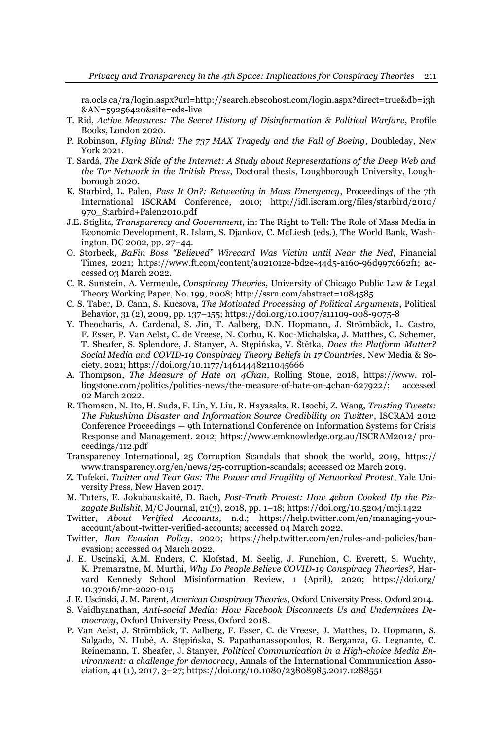ra.ocls.ca/ra/login.aspx?url=http://search.ebscohost.com/login.aspx?direct=true&db=i3h&AN=59256420&site=eds-live

T. Rid, *Active Measures: The Secret History of Disinformation & Political Warfare*, Profile Books, London 2020.

P. Robinson, *Flying Blind: The 737 MAX Tragedy and the Fall of Boeing*, Doubleday, New York 2021.

T. Sardá, *The Dark Side of the Internet: A Study about Representations of the Deep Web and the Tor Network in the British Press*, Doctoral thesis, Loughborough University, Loughborough 2020.

K. Starbird, L. Palen, *Pass It On?: Retweeting in Mass Emergency*, Proceedings of the 7th International ISCRAM Conference, 2010; http://idl.iscram.org/files/starbird/2010/970_Starbird+Palen2010.pdf

J.E. Stiglitz, *Transparency and Government*, in: The Right to Tell: The Role of Mass Media in Economic Development, R. Islam, S. Djankov, C. McLiesh (eds.), The World Bank, Washington, DC 2002, pp. 27–44.

O. Storbeck, *BaFin Boss "Believed" Wirecard Was Victim until Near the Ned*, Financial Times, 2021; https://www.ft.com/content/a021012e-bd2e-44d5-a160-96d997c662f1; accessed 03 March 2022.

C. R. Sunstein, A. Vermeule, *Conspiracy Theories*, University of Chicago Public Law & Legal Theory Working Paper, No. 199, 2008; http://ssrn.com/abstract=1084585

C. S. Taber, D. Cann, S. Kucsova, *The Motivated Processing of Political Arguments*, Political Behavior, 31 (2), 2009, pp. 137–155; https://doi.org/10.1007/s11109-008-9075-8

Y. Theocharis, A. Cardenal, S. Jin, T. Aalberg, D.N. Hopmann, J. Strömbäck, L. Castro, F. Esser, P. Van Aelst, C. de Vreese, N. Corbu, K. Koc-Michalska, J. Matthes, C. Schemer, T. Sheafer, S. Splendore, J. Stanyer, A. Stępińska, V. Štětka, *Does the Platform Matter? Social Media and COVID-19 Conspiracy Theory Beliefs in 17 Countries*, New Media & Society, 2021; https://doi.org/10.1177/14614448211045666

A. Thompson, *The Measure of Hate on 4Chan*, Rolling Stone, 2018, https://www.rollingstone.com/politics/politics-news/the-measure-of-hate-on-4chan-627922/; accessed 02 March 2022.

R. Thomson, N. Ito, H. Suda, F. Lin, Y. Liu, R. Hayasaka, R. Isochi, Z. Wang, *Trusting Tweets: The Fukushima Disaster and Information Source Credibility on Twitter*, ISCRAM 2012 Conference Proceedings — 9th International Conference on Information Systems for Crisis Response and Management, 2012; https://www.emknowledge.org.au/ISCRAM2012/proceedings/112.pdf

Transparency International, 25 Corruption Scandals that shook the world, 2019, https://www.transparency.org/en/news/25-corruption-scandals; accessed 02 March 2019.

Z. Tufekci, *Twitter and Tear Gas: The Power and Fragility of Networked Protest*, Yale University Press, New Haven 2017.

M. Tuters, E. Jokubauskaitė, D. Bach, *Post-Truth Protest: How 4chan Cooked Up the Pizzagate Bullshit*, M/C Journal, 21(3), 2018, pp. 1–18; https://doi.org/10.5204/mcj.1422

Twitter, *About Verified Accounts*, n.d.; https://help.twitter.com/en/managing-your-account/about-twitter-verified-accounts; accessed 04 March 2022.

Twitter, *Ban Evasion Policy*, 2020; https://help.twitter.com/en/rules-and-policies/ban-evasion; accessed 04 March 2022.

J. E. Uscinski, A.M. Enders, C. Klofstad, M. Seelig, J. Funchion, C. Everett, S. Wuchty, K. Premaratne, M. Murthi, *Why Do People Believe COVID-19 Conspiracy Theories?*, Harvard Kennedy School Misinformation Review, 1 (April), 2020; https://doi.org/10.37016/mr-2020-015

J. E. Uscinski, J. M. Parent, *American Conspiracy Theories*, Oxford University Press, Oxford 2014.

S. Vaidhyanathan, *Anti-social Media: How Facebook Disconnects Us and Undermines Democracy*, Oxford University Press, Oxford 2018.

P. Van Aelst, J. Strömbäck, T. Aalberg, F. Esser, C. de Vreese, J. Matthes, D. Hopmann, S. Salgado, N. Hubé, A. Stępińska, S. Papathanassopoulos, R. Berganza, G. Legnante, C. Reinemann, T. Sheafer, J. Stanyer, *Political Communication in a High-choice Media Environment: a challenge for democracy*, Annals of the International Communication Association, 41 (1), 2017, 3–27; https://doi.org/10.1080/23808985.2017.1288551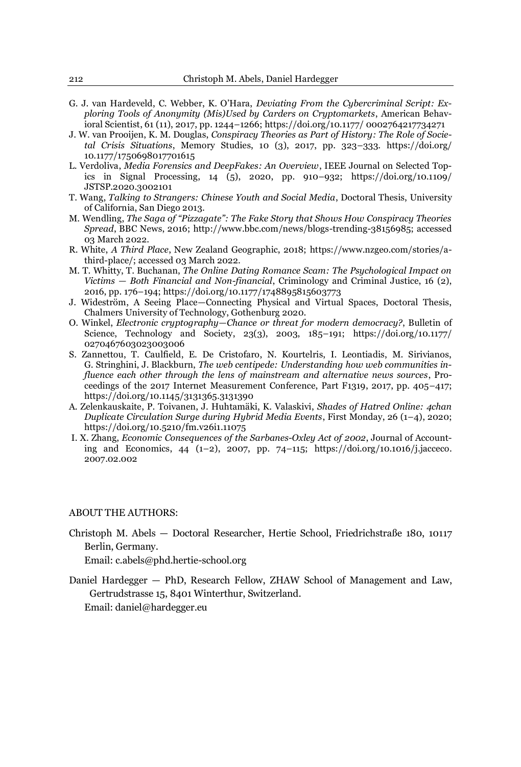G. J. van Hardeveld, C. Webber, K. O'Hara, *Deviating From the Cybercriminal Script: Exploring Tools of Anonymity (Mis)Used by Carders on Cryptomarkets*, American Behavioral Scientist, 61 (11), 2017, pp. 1244–1266; https://doi.org/10.1177/ 0002764217734271

J. W. van Prooijen, K. M. Douglas, *Conspiracy Theories as Part of History: The Role of Societal Crisis Situations*, Memory Studies, 10 (3), 2017, pp. 323–333. https://doi.org/ 10.1177/1750698017701615

L. Verdoliva, *Media Forensics and DeepFakes: An Overview*, IEEE Journal on Selected Topics in Signal Processing, 14 (5), 2020, pp. 910–932; https://doi.org/10.1109/ JSTSP.2020.3002101

T. Wang, *Talking to Strangers: Chinese Youth and Social Media*, Doctoral Thesis, University of California, San Diego 2013.

M. Wendling, *The Saga of "Pizzagate": The Fake Story that Shows How Conspiracy Theories Spread*, BBC News, 2016; http://www.bbc.com/news/blogs-trending-38156985; accessed 03 March 2022.

R. White, *A Third Place*, New Zealand Geographic, 2018; https://www.nzgeo.com/stories/a-third-place/; accessed 03 March 2022.

M. T. Whitty, T. Buchanan, *The Online Dating Romance Scam: The Psychological Impact on Victims — Both Financial and Non-financial*, Criminology and Criminal Justice, 16 (2), 2016, pp. 176–194; https://doi.org/10.1177/1748895815603773

J. Wideström, A Seeing Place—Connecting Physical and Virtual Spaces, Doctoral Thesis, Chalmers University of Technology, Gothenburg 2020.

O. Winkel, *Electronic cryptography—Chance or threat for modern democracy?*, Bulletin of Science, Technology and Society, 23(3), 2003, 185–191; https://doi.org/10.1177/ 0270467603023003006

S. Zannettou, T. Caulfield, E. De Cristofaro, N. Kourtelris, I. Leontiadis, M. Sirivianos, G. Stringhini, J. Blackburn, *The web centipede: Understanding how web communities influence each other through the lens of mainstream and alternative news sources*, Proceedings of the 2017 Internet Measurement Conference, Part F1319, 2017, pp. 405–417; https://doi.org/10.1145/3131365.3131390

A. Zelenkauskaite, P. Toivanen, J. Huhtamäki, K. Valaskivi, *Shades of Hatred Online: 4chan Duplicate Circulation Surge during Hybrid Media Events*, First Monday, 26 (1–4), 2020; https://doi.org/10.5210/fm.v26i1.11075

I. X. Zhang, *Economic Consequences of the Sarbanes-Oxley Act of 2002*, Journal of Accounting and Economics, 44 (1–2), 2007, pp. 74–115; https://doi.org/10.1016/j.jacceco. 2007.02.002

## ABOUT THE AUTHORS:

Christoph M. Abels — Doctoral Researcher, Hertie School, Friedrichstraße 180, 10117 Berlin, Germany.
Email: c.abels@phd.hertie-school.org

Daniel Hardegger — PhD, Research Fellow, ZHAW School of Management and Law, Gertrudstrasse 15, 8401 Winterthur, Switzerland.
Email: daniel@hardegger.eu